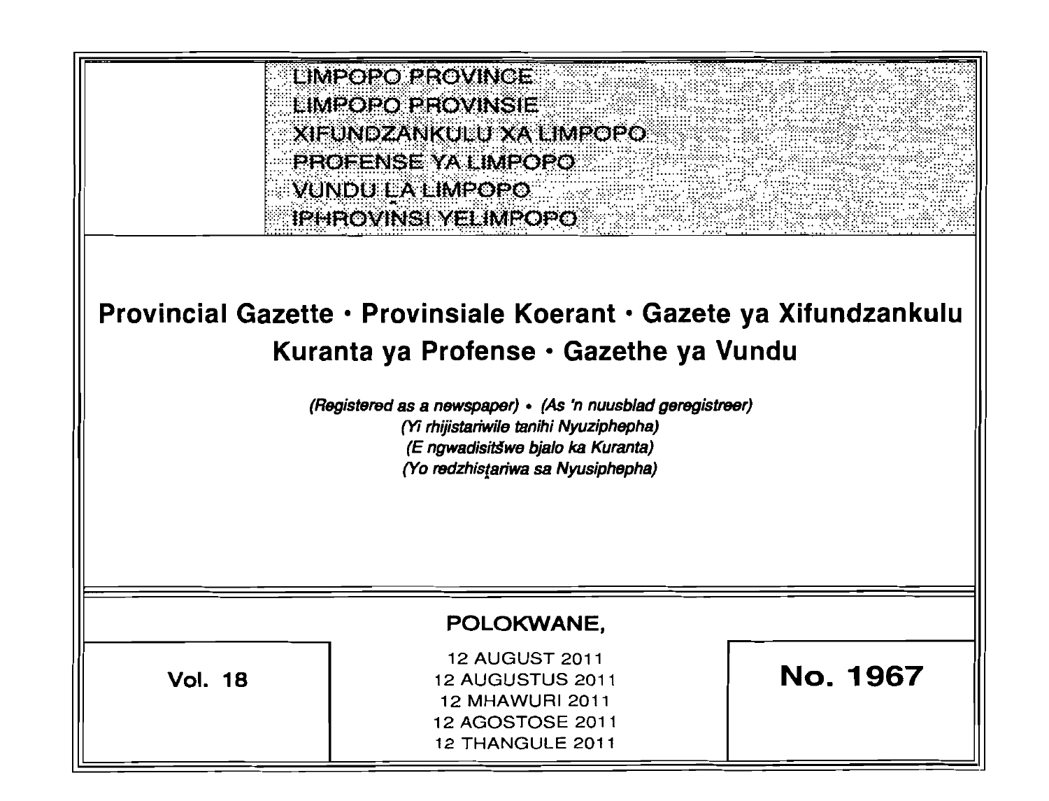LIMPOPO PROVINCE
LIMPOPO PROVINSIE
XIFUNDZANKULU XA LIMPOPO
PROFENSE YA LIMPOPO
VUNDU LA LIMPOPO
IPHROVINSI YELIMPOPO

# Provincial Gazette • Provinsiale Koerant • Gazete ya Xifundzankulu Kuranta ya Profense • Gazethe ya Vundu

*(Registered as a newspaper) • (As 'n nuusblad geregistreer)*
*(Yi rhijistariwile tanihi Nyuziphepha)*
*(E ngwadisitšwe bjalo ka Kuranta)*
*(Yo redzhistariwa sa Nyusiphepha)*

**POLOKWANE,**

| Vol. 18 | 12 AUGUST 2011<br>12 AUGUSTUS 2011<br>12 MHAWURI 2011<br>12 AGOSTOSE 2011<br>12 THANGULE 2011 | No. 1967 |
|---|---|---|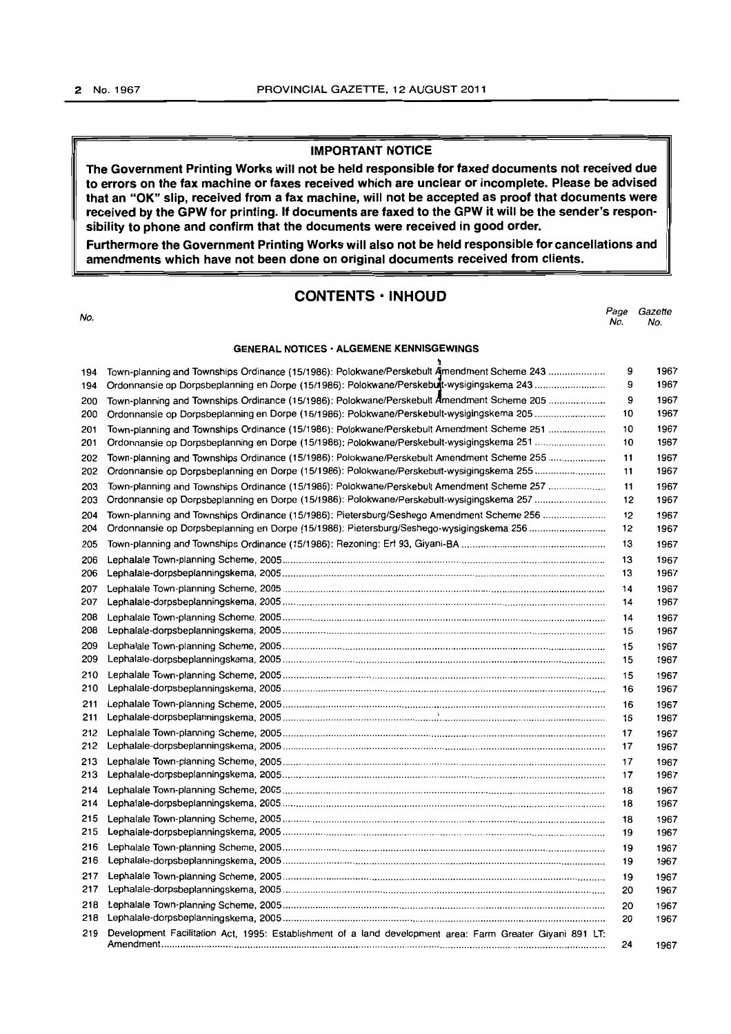**IMPORTANT NOTICE**

**The Government Printing Works will not be held responsible for faxed documents not received due to errors on the fax machine or faxes received which are unclear or incomplete. Please be advised that an "OK" slip, received from a fax machine, will not be accepted as proof that documents were received by the GPW for printing. If documents are faxed to the GPW it will be the sender's responsibility to phone and confirm that the documents were received in good order.**

**Furthermore the Government Printing Works will also not be held responsible for cancellations and amendments which have not been done on original documents received from clients.**

## CONTENTS · INHOUD

| No. | | Page No. | Gazette No. |
|---|---|---|---|
| | **GENERAL NOTICES · ALGEMENE KENNISGEWINGS** | | |
| 194 | Town-planning and Townships Ordinance (15/1986): Polokwane/Perskebult Amendment Scheme 243 | 9 | 1967 |
| 194 | Ordonnansie op Dorpsbeplanning en Dorpe (15/1986): Polokwane/Perskebult-wysigingskema 243 | 9 | 1967 |
| 200 | Town-planning and Townships Ordinance (15/1986): Polokwane/Perskebult Amendment Scheme 205 | 9 | 1967 |
| 200 | Ordonnansie op Dorpsbeplanning en Dorpe (15/1986): Polokwane/Perskebult-wysigingskema 205 | 10 | 1967 |
| 201 | Town-planning and Townships Ordinance (15/1986): Polokwane/Perskebult Amendment Scheme 251 | 10 | 1967 |
| 201 | Ordonnansie op Dorpsbeplanning en Dorpe (15/1986): Polokwane/Perskebult-wysigingskema 251 | 10 | 1967 |
| 202 | Town-planning and Townships Ordinance (15/1986): Polokwane/Perskebult Amendment Scheme 255 | 11 | 1967 |
| 202 | Ordonnansie op Dorpsbeplanning en Dorpe (15/1986): Polokwane/Perskebult-wysigingskema 255 | 11 | 1967 |
| 203 | Town-planning and Townships Ordinance (15/1986): Polokwane/Perskebult Amendment Scheme 257 | 11 | 1967 |
| 203 | Ordonnansie op Dorpsbeplanning en Dorpe (15/1986): Polokwane/Perskebult-wysigingskema 257 | 12 | 1967 |
| 204 | Town-planning and Townships Ordinance (15/1986): Pietersburg/Seshego Amendment Scheme 256 | 12 | 1967 |
| 204 | Ordonnansie op Dorpsbeplanning en Dorpe (15/1986): Pietersburg/Seshego-wysigingskema 256 | 12 | 1967 |
| 205 | Town-planning and Townships Ordinance (15/1986): Rezoning: Erf 93, Giyani-BA | 13 | 1967 |
| 206 | Lephalale Town-planning Scheme, 2005 | 13 | 1967 |
| 206 | Lephalale-dorpsbeplanningskema, 2005 | 13 | 1967 |
| 207 | Lephalale Town-planning Scheme, 2005 | 14 | 1967 |
| 207 | Lephalale-dorpsbeplanningskema, 2005 | 14 | 1967 |
| 208 | Lephalale Town-planning Scheme, 2005 | 14 | 1967 |
| 208 | Lephalale-dorpsbeplanningskema, 2005 | 15 | 1967 |
| 209 | Lephalale Town-planning Scheme, 2005 | 15 | 1967 |
| 209 | Lephalale-dorpsbeplanningskema, 2005 | 15 | 1967 |
| 210 | Lephalale Town-planning Scheme, 2005 | 15 | 1967 |
| 210 | Lephalale-dorpsbeplanningskema, 2005 | 16 | 1967 |
| 211 | Lephalale Town-planning Scheme, 2005 | 16 | 1967 |
| 211 | Lephalale-dorpsbeplanningskema, 2005 | 16 | 1967 |
| 212 | Lephalale Town-planning Scheme, 2005 | 17 | 1967 |
| 212 | Lephalale-dorpsbeplanningskema, 2005 | 17 | 1967 |
| 213 | Lephalale Town-planning Scheme, 2005 | 17 | 1967 |
| 213 | Lephalale-dorpsbeplanningskema, 2005 | 17 | 1967 |
| 214 | Lephalale Town-planning Scheme, 2005 | 18 | 1967 |
| 214 | Lephalale-dorpsbeplanningskema, 2005 | 18 | 1967 |
| 215 | Lephalale Town-planning Scheme, 2005 | 18 | 1967 |
| 215 | Lephalale-dorpsbeplanningskema, 2005 | 19 | 1967 |
| 216 | Lephalale Town-planning Scheme, 2005 | 19 | 1967 |
| 216 | Lephalale-dorpsbeplanningskema, 2005 | 19 | 1967 |
| 217 | Lephalale Town-planning Scheme, 2005 | 19 | 1967 |
| 217 | Lephalale-dorpsbeplanningskema, 2005 | 20 | 1967 |
| 218 | Lephalale Town-planning Scheme, 2005 | 20 | 1967 |
| 218 | Lephalale-dorpsbeplanningskema, 2005 | 20 | 1967 |
| 219 | Development Facilitation Act, 1995: Establishment of a land development area: Farm Greater Giyani 891 LT: Amendment | 24 | 1967 |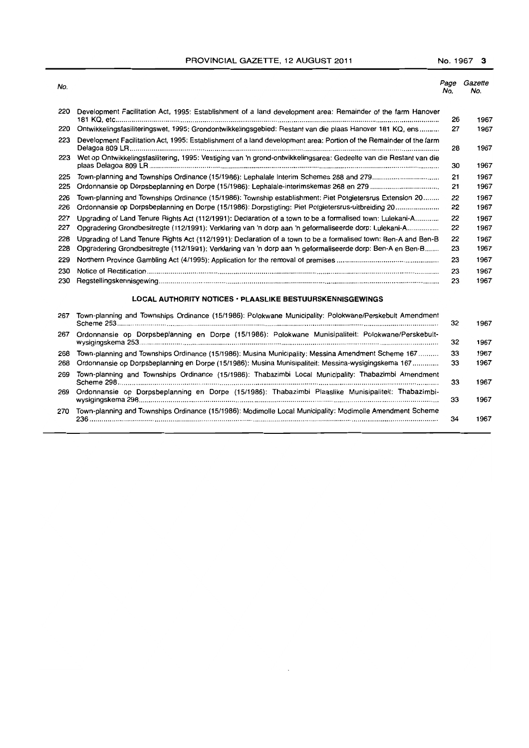| No. | | Page No. | Gazette No. |
|---|---|---|---|
| 220 | Development Facilitation Act, 1995: Establishment of a land development area: Remainder of the farm Hanover 181 KQ, etc. | 26 | 1967 |
| 220 | Ontwikkelingsfasiliteringswet, 1995: Grondontwikkelingsgebied: Restant van die plaas Hanover 181 KQ, ens | 27 | 1967 |
| 223 | Development Facilitation Act, 1995: Establishment of a land development area: Portion of the Remainder of the farm Delagoa 809 LR | 28 | 1967 |
| 223 | Wet op Ontwikkelingsfasilitering, 1995: Vestiging van 'n grond-ontwikkelingsarea: Gedeelte van die Restant van die plaas Delagoa 809 LR | 30 | 1967 |
| 225 | Town-planning and Townships Ordinance (15/1986): Lephalale Interim Schemes 268 and 279 | 21 | 1967 |
| 225 | Ordonnansie op Dorpsbeplanning en Dorpe (15/1986): Lephalale-interimskemas 268 en 279 | 21 | 1967 |
| 226 | Town-planning and Townships Ordinance (15/1986): Township establishment: Piet Potgietersrus Extension 20 | 22 | 1967 |
| 226 | Ordonnansie op Dorpsbeplanning en Dorpe (15/1986): Dorpstigting: Piet Potgietersrus-uitbreiding 20 | 22 | 1967 |
| 227 | Upgrading of Land Tenure Rights Act (112/1991): Declaration of a town to be a formalised town: Lulekani-A | 22 | 1967 |
| 227 | Opgradering Grondbesitregte (112/1991): Verklaring van 'n dorp aan 'n geformaliseerde dorp: Lulekani-A | 22 | 1967 |
| 228 | Upgrading of Land Tenure Rights Act (112/1991): Declaration of a town to be a formalised town: Ben-A and Ben-B | 22 | 1967 |
| 228 | Opgradering Grondbesitregte (112/1991): Verklaring van 'n dorp aan 'n geformaliseerde dorp: Ben-A en Ben-B | 23 | 1967 |
| 229 | Northern Province Gambling Act (4/1995): Application for the removal of premises | 23 | 1967 |
| 230 | Notice of Rectification | 23 | 1967 |
| 230 | Regstellingskennisgewing | 23 | 1967 |

## LOCAL AUTHORITY NOTICES • PLAASLIKE BESTUURSKENNISGEWINGS

| No. | | Page No. | Gazette No. |
|---|---|---|---|
| 267 | Town-planning and Townships Ordinance (15/1986): Polokwane Municipality: Polokwane/Perskebult Amendment Scheme 253 | 32 | 1967 |
| 267 | Ordonnansie op Dorpsbeplanning en Dorpe (15/1986): Polokwane Munisipaliteit: Polokwane/Perskebult-wysigingskema 253 | 32 | 1967 |
| 268 | Town-planning and Townships Ordinance (15/1986): Musina Municipality: Messina Amendment Scheme 167 | 33 | 1967 |
| 268 | Ordonnansie op Dorpsbeplanning en Dorpe (15/1986): Musina Munisipaliteit: Messina-wysigingskema 167 | 33 | 1967 |
| 269 | Town-planning and Townships Ordinance (15/1986): Thabazimbi Local Municipality: Thabazimbi Amendment Scheme 298 | 33 | 1967 |
| 269 | Ordonnansie op Dorpsbeplanning en Dorpe (15/1986): Thabazimbi Plaaslike Munisipaliteit: Thabazimbi-wysigingskema 298 | 33 | 1967 |
| 270 | Town-planning and Townships Ordinance (15/1986): Modimolle Local Municipality: Modimolle Amendment Scheme 236 | 34 | 1967 |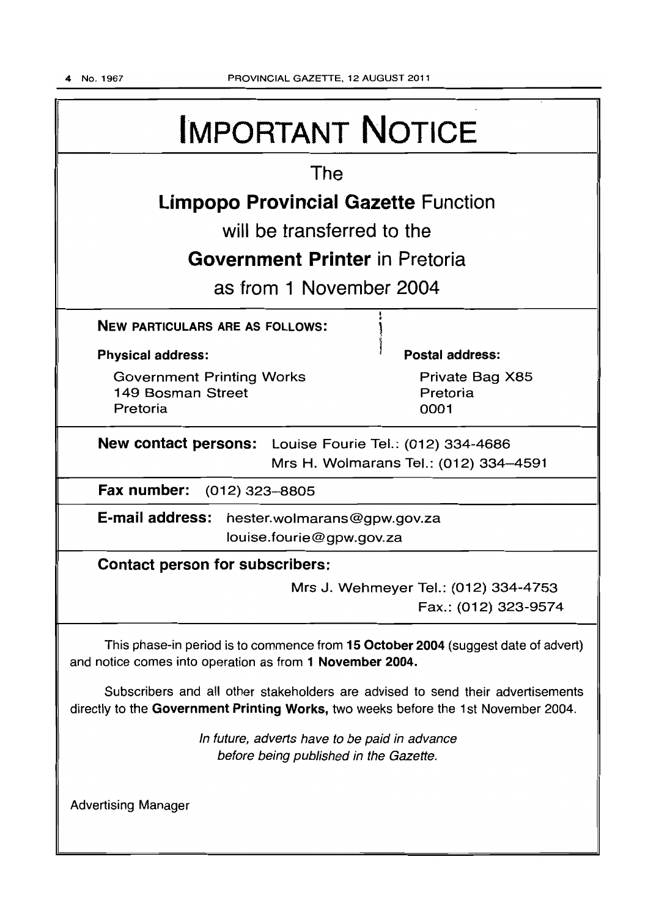# IMPORTANT NOTICE

The

**Limpopo Provincial Gazette** Function

will be transferred to the

**Government Printer** in Pretoria

as from 1 November 2004

**NEW PARTICULARS ARE AS FOLLOWS:**

**Physical address:**

Government Printing Works
149 Bosman Street
Pretoria

**Postal address:**

Private Bag X85
Pretoria
0001

**New contact persons:** Louise Fourie Tel.: (012) 334-4686
Mrs H. Wolmarans Tel.: (012) 334–4591

**Fax number:** (012) 323–8805

**E-mail address:** hester.wolmarans@gpw.gov.za
louise.fourie@gpw.gov.za

**Contact person for subscribers:**

Mrs J. Wehmeyer Tel.: (012) 334-4753
Fax.: (012) 323-9574

This phase-in period is to commence from **15 October 2004** (suggest date of advert) and notice comes into operation as from **1 November 2004.**

Subscribers and all other stakeholders are advised to send their advertisements directly to the **Government Printing Works,** two weeks before the 1st November 2004.

*In future, adverts have to be paid in advance before being published in the Gazette.*

Advertising Manager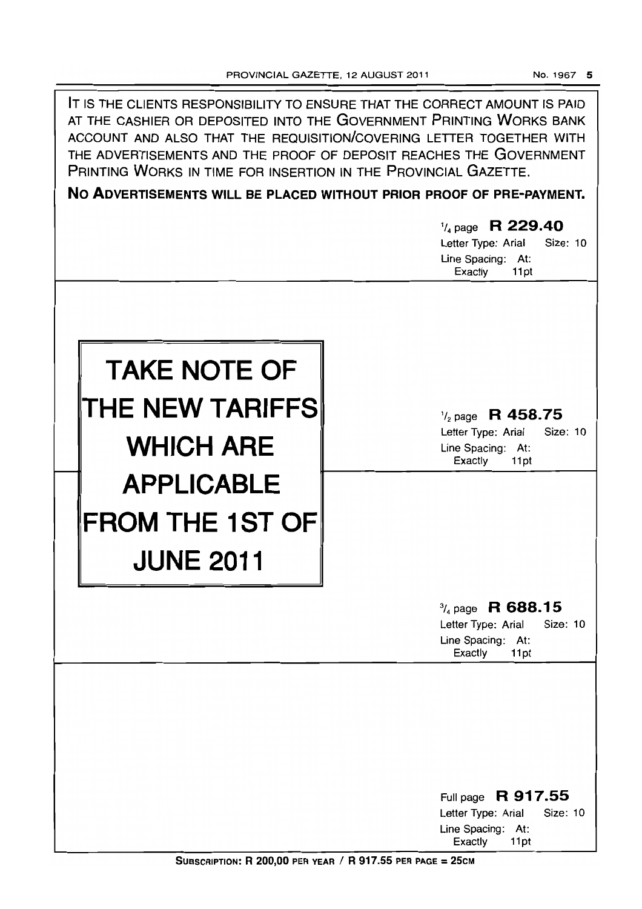IT IS THE CLIENTS RESPONSIBILITY TO ENSURE THAT THE CORRECT AMOUNT IS PAID AT THE CASHIER OR DEPOSITED INTO THE GOVERNMENT PRINTING WORKS BANK ACCOUNT AND ALSO THAT THE REQUISITION/COVERING LETTER TOGETHER WITH THE ADVERTISEMENTS AND THE PROOF OF DEPOSIT REACHES THE GOVERNMENT PRINTING WORKS IN TIME FOR INSERTION IN THE PROVINCIAL GAZETTE.

**NO ADVERTISEMENTS WILL BE PLACED WITHOUT PRIOR PROOF OF PRE-PAYMENT.**

¼ page **R 229.40**
Letter Type: Arial Size: 10
Line Spacing: At: Exactly 11pt

**TAKE NOTE OF THE NEW TARIFFS WHICH ARE APPLICABLE FROM THE 1ST OF JUNE 2011**

½ page **R 458.75**
Letter Type: Arial Size: 10
Line Spacing: At: Exactly 11pt

¾ page **R 688.15**
Letter Type: Arial Size: 10
Line Spacing: At: Exactly 11pt

Full page **R 917.55**
Letter Type: Arial Size: 10
Line Spacing: At: Exactly 11pt

**SUBSCRIPTION: R 200,00 PER YEAR / R 917.55 PER PAGE = 25CM**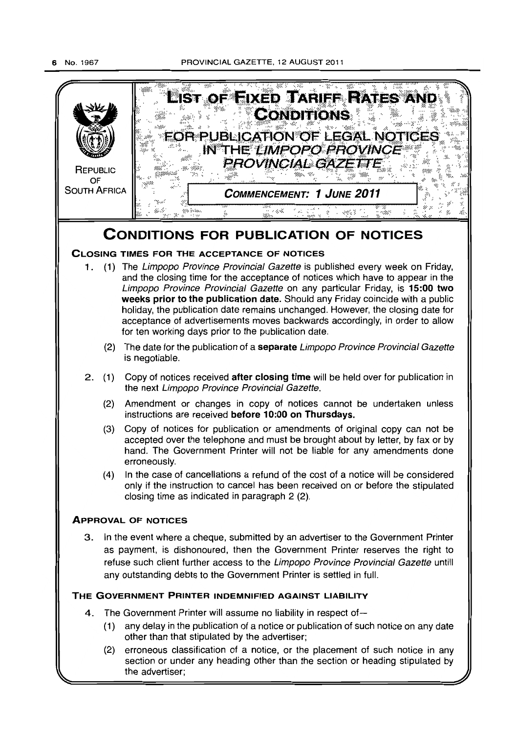REPUBLIC OF SOUTH AFRICA

# LIST OF FIXED TARIFF RATES AND CONDITIONS

## FOR PUBLICATION OF LEGAL NOTICES IN THE *LIMPOPO PROVINCE PROVINCIAL GAZETTE*

**COMMENCEMENT: 1 JUNE 2011**

# CONDITIONS FOR PUBLICATION OF NOTICES

### CLOSING TIMES FOR THE ACCEPTANCE OF NOTICES

1. (1) The *Limpopo Province Provincial Gazette* is published every week on Friday, and the closing time for the acceptance of notices which have to appear in the *Limpopo Province Provincial Gazette* on any particular Friday, is **15:00 two weeks prior to the publication date.** Should any Friday coincide with a public holiday, the publication date remains unchanged. However, the closing date for acceptance of advertisements moves backwards accordingly, in order to allow for ten working days prior to the publication date.

   (2) The date for the publication of a **separate** *Limpopo Province Provincial Gazette* is negotiable.

2. (1) Copy of notices received **after closing time** will be held over for publication in the next *Limpopo Province Provincial Gazette.*

   (2) Amendment or changes in copy of notices cannot be undertaken unless instructions are received **before 10:00 on Thursdays.**

   (3) Copy of notices for publication or amendments of original copy can not be accepted over the telephone and must be brought about by letter, by fax or by hand. The Government Printer will not be liable for any amendments done erroneously.

   (4) In the case of cancellations a refund of the cost of a notice will be considered only if the instruction to cancel has been received on or before the stipulated closing time as indicated in paragraph 2 (2).

### APPROVAL OF NOTICES

3. In the event where a cheque, submitted by an advertiser to the Government Printer as payment, is dishonoured, then the Government Printer reserves the right to refuse such client further access to the *Limpopo Province Provincial Gazette* untill any outstanding debts to the Government Printer is settled in full.

### THE GOVERNMENT PRINTER INDEMNIFIED AGAINST LIABILITY

4. The Government Printer will assume no liability in respect of—

   (1) any delay in the publication of a notice or publication of such notice on any date other than that stipulated by the advertiser;

   (2) erroneous classification of a notice, or the placement of such notice in any section or under any heading other than the section or heading stipulated by the advertiser;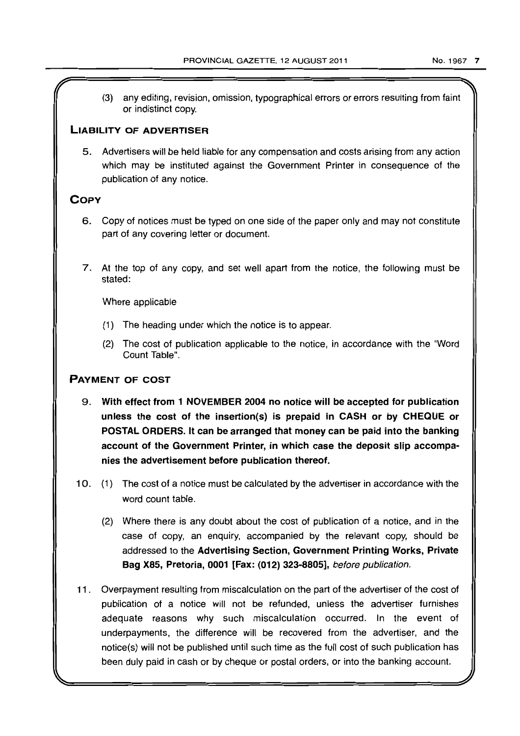(3) any editing, revision, omission, typographical errors or errors resulting from faint or indistinct copy.

## LIABILITY OF ADVERTISER

5. Advertisers will be held liable for any compensation and costs arising from any action which may be instituted against the Government Printer in consequence of the publication of any notice.

## COPY

6. Copy of notices must be typed on one side of the paper only and may not constitute part of any covering letter or document.

7. At the top of any copy, and set well apart from the notice, the following must be stated:

   Where applicable

   (1) The heading under which the notice is to appear.

   (2) The cost of publication applicable to the notice, in accordance with the "Word Count Table".

## PAYMENT OF COST

9. **With effect from 1 NOVEMBER 2004 no notice will be accepted for publication unless the cost of the insertion(s) is prepaid in CASH or by CHEQUE or POSTAL ORDERS. It can be arranged that money can be paid into the banking account of the Government Printer, in which case the deposit slip accompanies the advertisement before publication thereof.**

10. (1) The cost of a notice must be calculated by the advertiser in accordance with the word count table.

    (2) Where there is any doubt about the cost of publication of a notice, and in the case of copy, an enquiry, accompanied by the relevant copy, should be addressed to the **Advertising Section, Government Printing Works, Private Bag X85, Pretoria, 0001 [Fax: (012) 323-8805],** *before publication.*

11. Overpayment resulting from miscalculation on the part of the advertiser of the cost of publication of a notice will not be refunded, unless the advertiser furnishes adequate reasons why such miscalculation occurred. In the event of underpayments, the difference will be recovered from the advertiser, and the notice(s) will not be published until such time as the full cost of such publication has been duly paid in cash or by cheque or postal orders, or into the banking account.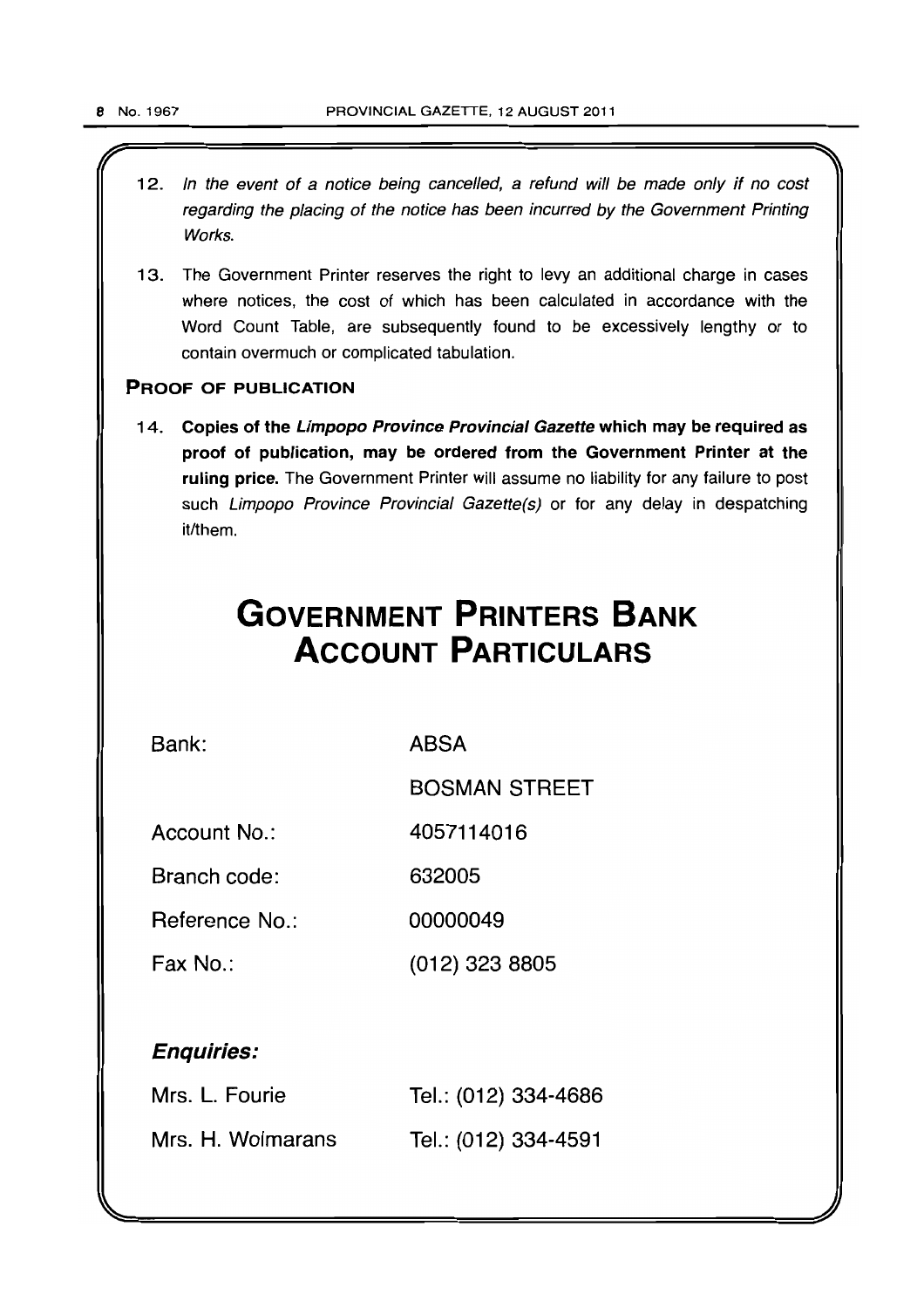12. *In the event of a notice being cancelled, a refund will be made only if no cost regarding the placing of the notice has been incurred by the Government Printing Works.*

13. The Government Printer reserves the right to levy an additional charge in cases where notices, the cost of which has been calculated in accordance with the Word Count Table, are subsequently found to be excessively lengthy or to contain overmuch or complicated tabulation.

## PROOF OF PUBLICATION

14. **Copies of the *Limpopo Province Provincial Gazette* which may be required as proof of publication, may be ordered from the Government Printer at the ruling price.** The Government Printer will assume no liability for any failure to post such *Limpopo Province Provincial Gazette(s)* or for any delay in despatching it/them.

# GOVERNMENT PRINTERS BANK ACCOUNT PARTICULARS

| | |
|---|---|
| Bank: | ABSA |
| | BOSMAN STREET |
| Account No.: | 4057114016 |
| Branch code: | 632005 |
| Reference No.: | 00000049 |
| Fax No.: | (012) 323 8805 |

***Enquiries:***

| | |
|---|---|
| Mrs. L. Fourie | Tel.: (012) 334-4686 |
| Mrs. H. Wolmarans | Tel.: (012) 334-4591 |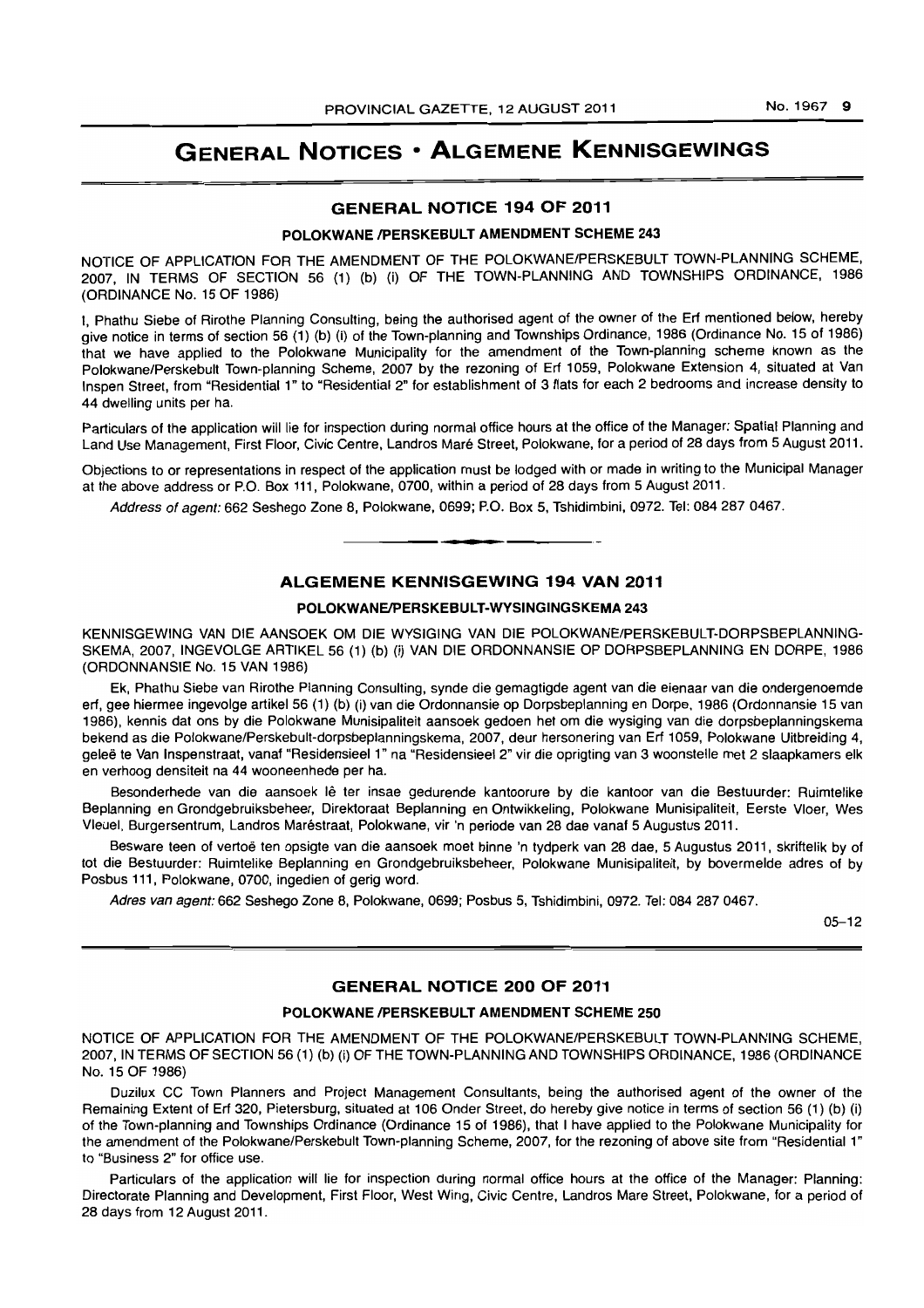# GENERAL NOTICES • ALGEMENE KENNISGEWINGS

## GENERAL NOTICE 194 OF 2011

### POLOKWANE /PERSKEBULT AMENDMENT SCHEME 243

NOTICE OF APPLICATION FOR THE AMENDMENT OF THE POLOKWANE/PERSKEBULT TOWN-PLANNING SCHEME, 2007, IN TERMS OF SECTION 56 (1) (b) (i) OF THE TOWN-PLANNING AND TOWNSHIPS ORDINANCE, 1986 (ORDINANCE No. 15 OF 1986)

I, Phathu Siebe of Rirothe Planning Consulting, being the authorised agent of the owner of the Erf mentioned below, hereby give notice in terms of section 56 (1) (b) (i) of the Town-planning and Townships Ordinance, 1986 (Ordinance No. 15 of 1986) that we have applied to the Polokwane Municipality for the amendment of the Town-planning scheme known as the Polokwane/Perskebult Town-planning Scheme, 2007 by the rezoning of Erf 1059, Polokwane Extension 4, situated at Van Inspen Street, from "Residential 1" to "Residential 2" for establishment of 3 flats for each 2 bedrooms and increase density to 44 dwelling units per ha.

Particulars of the application will lie for inspection during normal office hours at the office of the Manager: Spatial Planning and Land Use Management, First Floor, Civic Centre, Landros Maré Street, Polokwane, for a period of 28 days from 5 August 2011.

Objections to or representations in respect of the application must be lodged with or made in writing to the Municipal Manager at the above address or P.O. Box 111, Polokwane, 0700, within a period of 28 days from 5 August 2011.

*Address of agent:* 662 Seshego Zone 8, Polokwane, 0699; P.O. Box 5, Tshidimbini, 0972. Tel: 084 287 0467.

---

## ALGEMENE KENNISGEWING 194 VAN 2011

### POLOKWANE/PERSKEBULT-WYSINGINGSKEMA 243

KENNISGEWING VAN DIE AANSOEK OM DIE WYSIGING VAN DIE POLOKWANE/PERSKEBULT-DORPSBEPLANNING-SKEMA, 2007, INGEVOLGE ARTIKEL 56 (1) (b) (i) VAN DIE ORDONNANSIE OP DORPSBEPLANNING EN DORPE, 1986 (ORDONNANSIE No. 15 VAN 1986)

Ek, Phathu Siebe van Rirothe Planning Consulting, synde die gemagtigde agent van die eienaar van die ondergenoemde erf, gee hiermee ingevolge artikel 56 (1) (b) (i) van die Ordonnansie op Dorpsbeplanning en Dorpe, 1986 (Ordonnansie 15 van 1986), kennis dat ons by die Polokwane Munisipaliteit aansoek gedoen het om die wysiging van die dorpsbeplanningskema bekend as die Polokwane/Perskebult-dorpsbeplanningskema, 2007, deur hersonering van Erf 1059, Polokwane Uitbreiding 4, geleë te Van Inspenstraat, vanaf "Residensieel 1" na "Residensieel 2" vir die oprigting van 3 woonstelle met 2 slaapkamers elk en verhoog densiteit na 44 wooneenhede per ha.

Besonderhede van die aansoek lê ter insae gedurende kantoorure by die kantoor van die Bestuurder: Ruimtelike Beplanning en Grondgebruiksbeheer, Direktoraat Beplanning en Ontwikkeling, Polokwane Munisipaliteit, Eerste Vloer, Wes Vleuel, Burgersentrum, Landros Maréstraat, Polokwane, vir 'n periode van 28 dae vanaf 5 Augustus 2011.

Besware teen of vertoë ten opsigte van die aansoek moet binne 'n tydperk van 28 dae, 5 Augustus 2011, skriftelik by of tot die Bestuurder: Ruimtelike Beplanning en Grondgebruiksbeheer, Polokwane Munisipaliteit, by bovermelde adres of by Posbus 111, Polokwane, 0700, ingedien of gerig word.

*Adres van agent:* 662 Seshego Zone 8, Polokwane, 0699; Posbus 5, Tshidimbini, 0972. Tel: 084 287 0467.

05–12

---

## GENERAL NOTICE 200 OF 2011

### POLOKWANE /PERSKEBULT AMENDMENT SCHEME 250

NOTICE OF APPLICATION FOR THE AMENDMENT OF THE POLOKWANE/PERSKEBULT TOWN-PLANNING SCHEME, 2007, IN TERMS OF SECTION 56 (1) (b) (i) OF THE TOWN-PLANNING AND TOWNSHIPS ORDINANCE, 1986 (ORDINANCE No. 15 OF 1986)

Duzilux CC Town Planners and Project Management Consultants, being the authorised agent of the owner of the Remaining Extent of Erf 320, Pietersburg, situated at 106 Onder Street, do hereby give notice in terms of section 56 (1) (b) (i) of the Town-planning and Townships Ordinance (Ordinance 15 of 1986), that I have applied to the Polokwane Municipality for the amendment of the Polokwane/Perskebult Town-planning Scheme, 2007, for the rezoning of above site from "Residential 1" to "Business 2" for office use.

Particulars of the application will lie for inspection during normal office hours at the office of the Manager: Planning: Directorate Planning and Development, First Floor, West Wing, Civic Centre, Landros Mare Street, Polokwane, for a period of 28 days from 12 August 2011.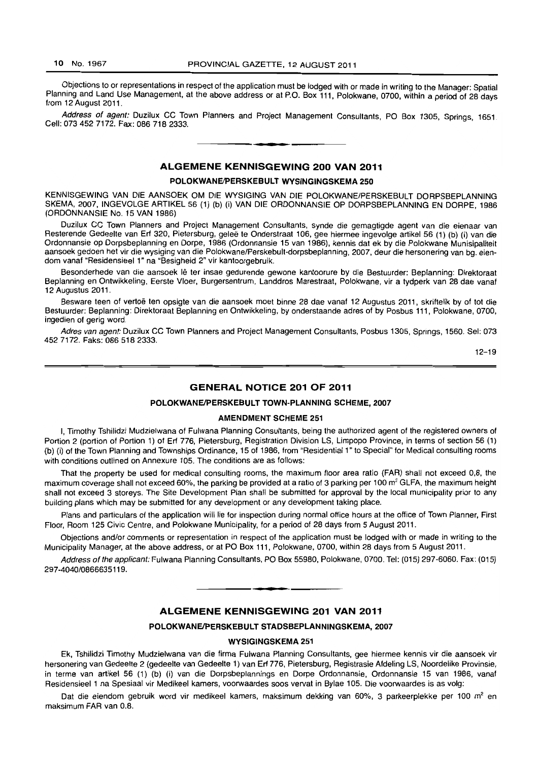Objections to or representations in respect of the application must be lodged with or made in writing to the Manager: Spatial Planning and Land Use Management, at the above address or at P.O. Box 111, Polokwane, 0700, within a period of 28 days from 12 August 2011.

*Address of agent:* Duzilux CC Town Planners and Project Management Consultants, PO Box 1305, Springs, 1651. Cell: 073 452 7172. Fax: 086 718 2333.

## ALGEMENE KENNISGEWING 200 VAN 2011

### POLOKWANE/PERSKEBULT WYSIGINGSKEMA 250

KENNISGEWING VAN DIE AANSOEK OM DIE WYSIGING VAN DIE POLOKWANE/PERSKEBULT DORPSBEPLANNING SKEMA, 2007, INGEVOLGE ARTIKEL 56 (1) (b) (i) VAN DIE ORDONNANSIE OP DORPSBEPLANNING EN DORPE, 1986 (ORDONNANSIE No. 15 VAN 1986)

Duzilux CC Town Planners and Project Management Consultants, synde die gemagtigde agent van die eienaar van Resterende Gedeelte van Erf 320, Pietersburg, geleë te Onderstraat 106, gee hiermee ingevolge artikel 56 (1) (b) (i) van die Ordonnansie op Dorpsbeplanning en Dorpe, 1986 (Ordonnansie 15 van 1986), kennis dat ek by die Polokwane Munisipaliteit aansoek gedoen het vir die wysiging van die Polokwane/Perskebult-dorpsbeplanning, 2007, deur die hersonering van bg. eiendom vanaf "Residensieel 1" na "Besigheid 2" vir kantoorgebruik.

Besonderhede van die aansoek lê ter insae gedurende gewone kantoorure by die Bestuurder: Beplanning: Direktoraat Beplanning en Ontwikkeling, Eerste Vloer, Burgersentrum, Landdros Marestraat, Polokwane, vir a tydperk van 28 dae vanaf 12 Augustus 2011.

Besware teen of vertoë ten opsigte van die aansoek moet binne 28 dae vanaf 12 Augustus 2011, skriftelik by of tot die Bestuurder: Beplanning: Direktoraat Beplanning en Ontwikkeling, by onderstaande adres of by Posbus 111, Polokwane, 0700, ingedien of gerig word.

*Adres van agent:* Duzilux CC Town Planners and Project Management Consultants, Posbus 1305, Springs, 1560. Sel: 073 452 7172. Faks: 086 518 2333.

12–19

## GENERAL NOTICE 201 OF 2011

### POLOKWANE/PERSKEBULT TOWN-PLANNING SCHEME, 2007

#### AMENDMENT SCHEME 251

I, Timothy Tshilidzi Mudzielwana of Fulwana Planning Consultants, being the authorized agent of the registered owners of Portion 2 (portion of Portion 1) of Erf 776, Pietersburg, Registration Division LS, Limpopo Province, in terms of section 56 (1) (b) (i) of the Town Planning and Townships Ordinance, 15 of 1986, from "Residential 1" to Special" for Medical consulting rooms with conditions outlined on Annexure 105. The conditions are as follows:

That the property be used for medical consulting rooms, the maximum floor area ratio (FAR) shall not exceed 0,8, the maximum coverage shall not exceed 60%, the parking be provided at a ratio of 3 parking per 100 m² GLFA, the maximum height shall not exceed 3 storeys. The Site Development Plan shall be submitted for approval by the local municipality prior to any building plans which may be submitted for any development or any development taking place.

Plans and particulars of the application will lie for inspection during normal office hours at the office of Town Planner, First Floor, Room 125 Civic Centre, and Polokwane Municipality, for a period of 28 days from 5 August 2011.

Objections and/or comments or representation in respect of the application must be lodged with or made in writing to the Municipality Manager, at the above address, or at PO Box 111, Polokwane, 0700, within 28 days from 5 August 2011.

*Address of the applicant:* Fulwana Planning Consultants, PO Box 55980, Polokwane, 0700. Tel: (015) 297-6060. Fax: (015) 297-4040/0866635119.

## ALGEMENE KENNISGEWING 201 VAN 2011

### POLOKWANE/PERSKEBULT STADSBEPLANNINGSKEMA, 2007

#### WYSIGINGSKEMA 251

Ek, Tshilidzi Timothy Mudzielwana van die firma Fulwana Planning Consultants, gee hiermee kennis vir die aansoek vir hersonering van Gedeelte 2 (gedeelte van Gedeelte 1) van Erf 776, Pietersburg, Registrasie Afdeling LS, Noordelike Provinsie, in terme van artikel 56 (1) (b) (i) van die Dorpsbeplannings en Dorpe Ordonnansie, Ordonnansie 15 van 1986, vanaf Residensieel 1 na Spesiaal vir Medikeel kamers, voorwaardes soos vervat in Bylae 105. Die voorwaardes is as volg:

Dat die eiendom gebruik word vir medikeel kamers, maksimum dekking van 60%, 3 parkeerplekke per 100 m² en maksimum FAR van 0.8.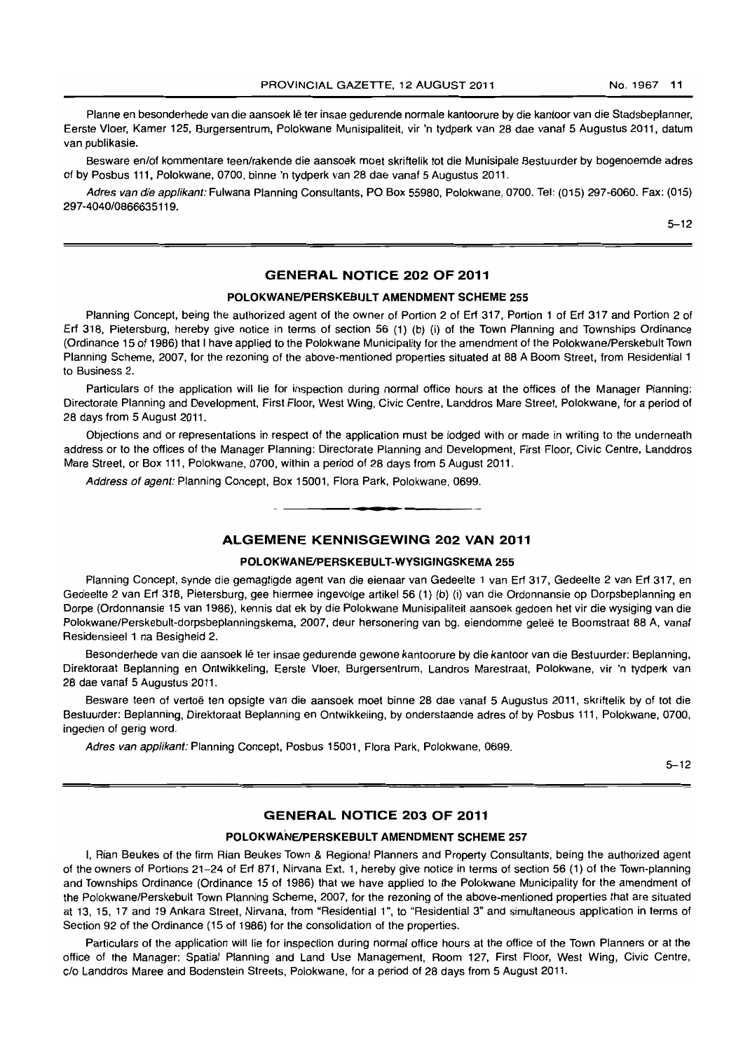Planne en besonderhede van die aansoek lê ter insae gedurende normale kantoorure by die kantoor van die Stadsbeplanner, Eerste Vloer, Kamer 125, Burgersentrum, Polokwane Munisipaliteit, vir 'n tydperk van 28 dae vanaf 5 Augustus 2011, datum van publikasie.

Besware en/of kommentare teen/rakende die aansoek moet skriftelik tot die Munisipale Bestuurder by bogenoemde adres of by Posbus 111, Polokwane, 0700, binne 'n tydperk van 28 dae vanaf 5 Augustus 2011.

*Adres van die applikant:* Fulwana Planning Consultants, PO Box 55980, Polokwane, 0700. Tel: (015) 297-6060. Fax: (015) 297-4040/0866635119.

5–12

## GENERAL NOTICE 202 OF 2011

### POLOKWANE/PERSKEBULT AMENDMENT SCHEME 255

Planning Concept, being the authorized agent of the owner of Portion 2 of Erf 317, Portion 1 of Erf 317 and Portion 2 of Erf 318, Pietersburg, hereby give notice in terms of section 56 (1) (b) (i) of the Town Planning and Townships Ordinance (Ordinance 15 of 1986) that I have applied to the Polokwane Municipality for the amendment of the Polokwane/Perskebult Town Planning Scheme, 2007, for the rezoning of the above-mentioned properties situated at 88 A Boom Street, from Residential 1 to Business 2.

Particulars of the application will lie for inspection during normal office hours at the offices of the Manager Planning: Directorate Planning and Development, First Floor, West Wing, Civic Centre, Landdros Mare Street, Polokwane, for a period of 28 days from 5 August 2011.

Objections and or representations in respect of the application must be lodged with or made in writing to the underneath address or to the offices of the Manager Planning: Directorate Planning and Development, First Floor, Civic Centre, Landdros Mare Street, or Box 111, Polokwane, 0700, within a period of 28 days from 5 August 2011.

*Address of agent:* Planning Concept, Box 15001, Flora Park, Polokwane, 0699.

## ALGEMENE KENNISGEWING 202 VAN 2011

### POLOKWANE/PERSKEBULT-WYSIGINGSKEMA 255

Planning Concept, synde die gemagtigde agent van die eienaar van Gedeelte 1 van Erf 317, Gedeelte 2 van Erf 317, en Gedeelte 2 van Erf 318, Pietersburg, gee hiermee ingevolge artikel 56 (1) (b) (i) van die Ordonnansie op Dorpsbeplanning en Dorpe (Ordonnansie 15 van 1986), kennis dat ek by die Polokwane Munisipaliteit aansoek gedoen het vir die wysiging van die Polokwane/Perskebult-dorpsbeplanningskema, 2007, deur hersonering van bg. eiendomme geleë te Boomstraat 88 A, vanaf Residensieel 1 na Besigheid 2.

Besonderhede van die aansoek lê ter insae gedurende gewone kantoorure by die kantoor van die Bestuurder: Beplanning, Direktoraat Beplanning en Ontwikkeling, Eerste Vloer, Burgersentrum, Landros Marestraat, Polokwane, vir 'n tydperk van 28 dae vanaf 5 Augustus 2011.

Besware teen of vertoë ten opsigte van die aansoek moet binne 28 dae vanaf 5 Augustus 2011, skriftelik by of tot die Bestuurder: Beplanning, Direktoraat Beplanning en Ontwikkeling, by onderstaande adres of by Posbus 111, Polokwane, 0700, ingedien of gerig word.

*Adres van applikant:* Planning Concept, Posbus 15001, Flora Park, Polokwane, 0699.

5–12

## GENERAL NOTICE 203 OF 2011

### POLOKWANE/PERSKEBULT AMENDMENT SCHEME 257

I, Rian Beukes of the firm Rian Beukes Town & Regional Planners and Property Consultants, being the authorized agent of the owners of Portions 21–24 of Erf 871, Nirvana Ext. 1, hereby give notice in terms of section 56 (1) of the Town-planning and Townships Ordinance (Ordinance 15 of 1986) that we have applied to the Polokwane Municipality for the amendment of the Polokwane/Perskebult Town Planning Scheme, 2007, for the rezoning of the above-mentioned properties that are situated at 13, 15, 17 and 19 Ankara Street, Nirvana, from "Residential 1", to "Residential 3" and simultaneous application in terms of Section 92 of the Ordinance (15 of 1986) for the consolidation of the properties.

Particulars of the application will lie for inspection during normal office hours at the office of the Town Planners or at the office of the Manager: Spatial Planning and Land Use Management, Room 127, First Floor, West Wing, Civic Centre, c/o Landdros Maree and Bodenstein Streets, Polokwane, for a period of 28 days from 5 August 2011.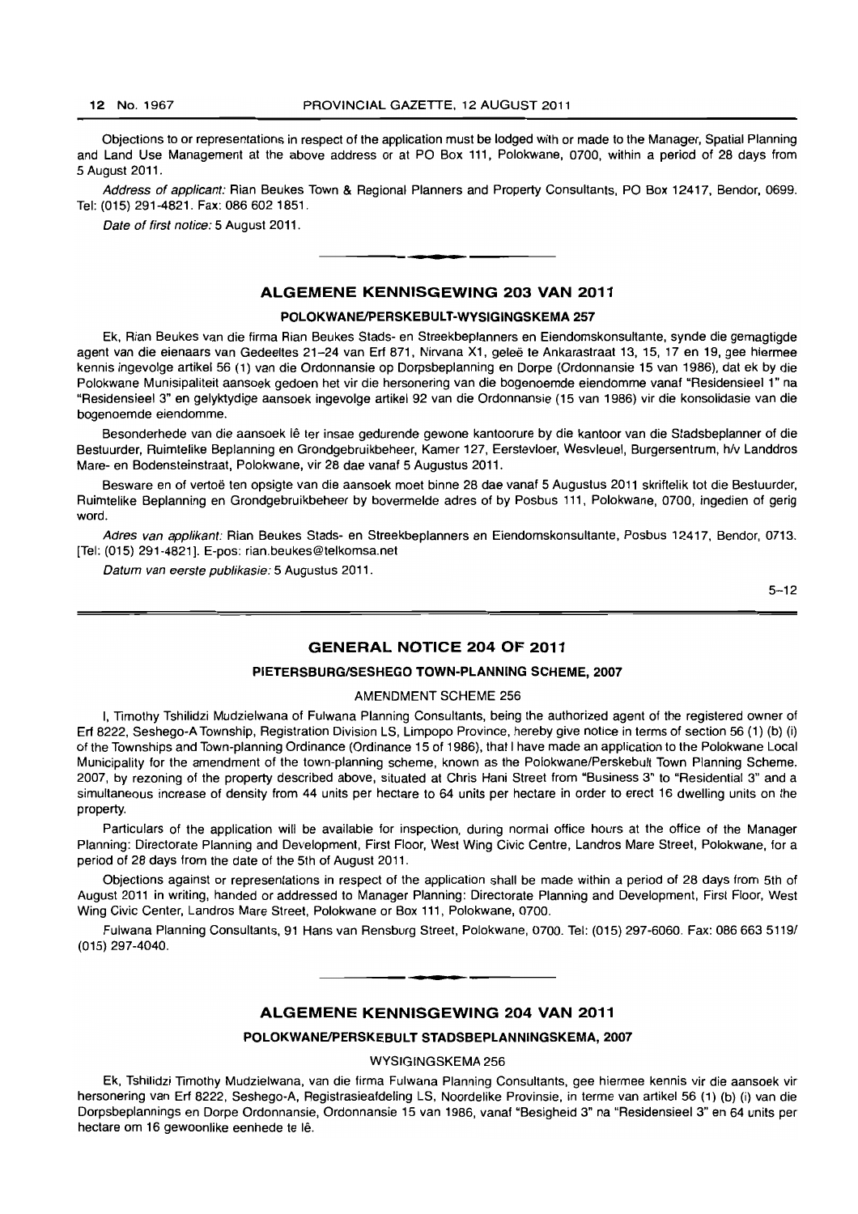Objections to or representations in respect of the application must be lodged with or made to the Manager, Spatial Planning and Land Use Management at the above address or at PO Box 111, Polokwane, 0700, within a period of 28 days from 5 August 2011.

*Address of applicant:* Rian Beukes Town & Regional Planners and Property Consultants, PO Box 12417, Bendor, 0699. Tel: (015) 291-4821. Fax: 086 602 1851.

*Date of first notice:* 5 August 2011.

## ALGEMENE KENNISGEWING 203 VAN 2011

### POLOKWANE/PERSKEBULT-WYSIGINGSKEMA 257

Ek, Rian Beukes van die firma Rian Beukes Stads- en Streekbeplanners en Eiendomskonsultante, synde die gemagtigde agent van die eienaars van Gedeeltes 21–24 van Erf 871, Nirvana X1, geleë te Ankarastraat 13, 15, 17 en 19, gee hiermee kennis ingevolge artikel 56 (1) van die Ordonnansie op Dorpsbeplanning en Dorpe (Ordonnansie 15 van 1986), dat ek by die Polokwane Munisipaliteit aansoek gedoen het vir die hersonering van die bogenoemde eiendomme vanaf "Residensieel 1" na "Residensieel 3" en gelyktydige aansoek ingevolge artikel 92 van die Ordonnansie (15 van 1986) vir die konsolidasie van die bogenoemde eiendomme.

Besonderhede van die aansoek lê ter insae gedurende gewone kantoorure by die kantoor van die Stadsbeplanner of die Bestuurder, Ruimtelike Beplanning en Grondgebruikbeheer, Kamer 127, Eerstevloer, Wesvleuel, Burgersentrum, h/v Landdros Mare- en Bodensteinstraat, Polokwane, vir 28 dae vanaf 5 Augustus 2011.

Besware en of vertoë ten opsigte van die aansoek moet binne 28 dae vanaf 5 Augustus 2011 skriftelik tot die Bestuurder, Ruimtelike Beplanning en Grondgebruikbeheer by bovermelde adres of by Posbus 111, Polokwane, 0700, ingedien of gerig word.

*Adres van applikant:* Rian Beukes Stads- en Streekbeplanners en Eiendomskonsultante, Posbus 12417, Bendor, 0713. [Tel: (015) 291-4821]. E-pos: rian.beukes@telkomsa.net

*Datum van eerste publikasie:* 5 Augustus 2011.

5–12

## GENERAL NOTICE 204 OF 2011

### PIETERSBURG/SESHEGO TOWN-PLANNING SCHEME, 2007

AMENDMENT SCHEME 256

I, Timothy Tshilidzi Mudzielwana of Fulwana Planning Consultants, being the authorized agent of the registered owner of Erf 8222, Seshego-A Township, Registration Division LS, Limpopo Province, hereby give notice in terms of section 56 (1) (b) (i) of the Townships and Town-planning Ordinance (Ordinance 15 of 1986), that I have made an application to the Polokwane Local Municipality for the amendment of the town-planning scheme, known as the Polokwane/Perskebult Town Planning Scheme. 2007, by rezoning of the property described above, situated at Chris Hani Street from "Business 3" to "Residential 3" and a simultaneous increase of density from 44 units per hectare to 64 units per hectare in order to erect 16 dwelling units on the property.

Particulars of the application will be available for inspection, during normal office hours at the office of the Manager Planning: Directorate Planning and Development, First Floor, West Wing Civic Centre, Landros Mare Street, Polokwane, for a period of 28 days from the date of the 5th of August 2011.

Objections against or representations in respect of the application shall be made within a period of 28 days from 5th of August 2011 in writing, handed or addressed to Manager Planning: Directorate Planning and Development, First Floor, West Wing Civic Center, Landros Mare Street, Polokwane or Box 111, Polokwane, 0700.

Fulwana Planning Consultants, 91 Hans van Rensburg Street, Polokwane, 0700. Tel: (015) 297-6060. Fax: 086 663 5119/ (015) 297-4040.

## ALGEMENE KENNISGEWING 204 VAN 2011

### POLOKWANE/PERSKEBULT STADSBEPLANNINGSKEMA, 2007

WYSIGINGSKEMA 256

Ek, Tshilidzi Timothy Mudzielwana, van die firma Fulwana Planning Consultants, gee hiermee kennis vir die aansoek vir hersonering van Erf 8222, Seshego-A, Registrasieafdeling LS, Noordelike Provinsie, in terme van artikel 56 (1) (b) (i) van die Dorpsbeplannings en Dorpe Ordonnansie, Ordonnansie 15 van 1986, vanaf "Besigheid 3" na "Residensieel 3" en 64 units per hectare om 16 gewoonlike eenhede te lê.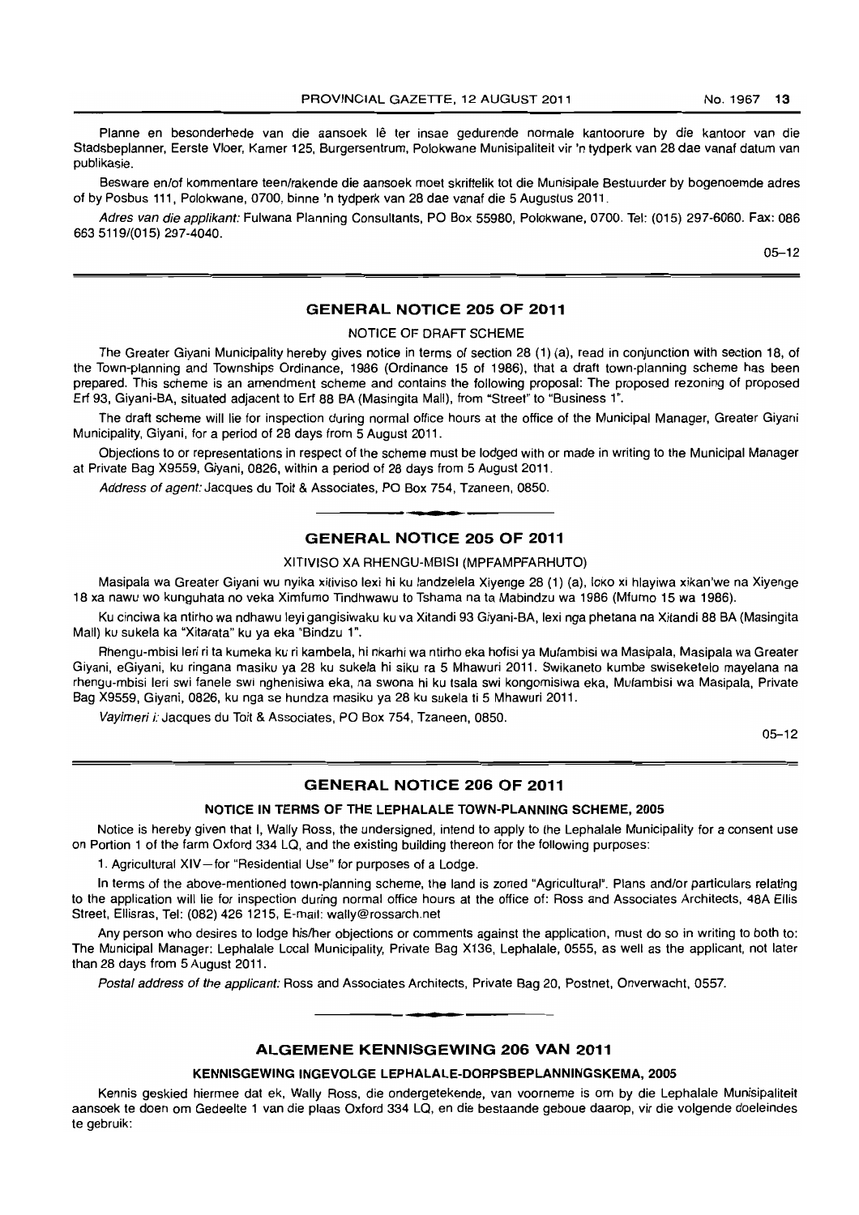Planne en besonderhede van die aansoek lê ter insae gedurende normale kantoorure by die kantoor van die Stadsbeplanner, Eerste Vloer, Kamer 125, Burgersentrum, Polokwane Munisipaliteit vir 'n tydperk van 28 dae vanaf datum van publikasie.

Besware en/of kommentare teen/rakende die aansoek moet skriftelik tot die Munisipale Bestuurder by bogenoemde adres of by Posbus 111, Polokwane, 0700, binne 'n tydperk van 28 dae vanaf die 5 Augustus 2011.

*Adres van die applikant:* Fulwana Planning Consultants, PO Box 55980, Polokwane, 0700. Tel: (015) 297-6060. Fax: 086 663 5119/(015) 297-4040.

05–12

## GENERAL NOTICE 205 OF 2011

NOTICE OF DRAFT SCHEME

The Greater Giyani Municipality hereby gives notice in terms of section 28 (1) (a), read in conjunction with section 18, of the Town-planning and Townships Ordinance, 1986 (Ordinance 15 of 1986), that a draft town-planning scheme has been prepared. This scheme is an amendment scheme and contains the following proposal: The proposed rezoning of proposed Erf 93, Giyani-BA, situated adjacent to Erf 88 BA (Masingita Mall), from "Street" to "Business 1".

The draft scheme will lie for inspection during normal office hours at the office of the Municipal Manager, Greater Giyani Municipality, Giyani, for a period of 28 days from 5 August 2011.

Objections to or representations in respect of the scheme must be lodged with or made in writing to the Municipal Manager at Private Bag X9559, Giyani, 0826, within a period of 28 days from 5 August 2011.

*Address of agent:* Jacques du Toit & Associates, PO Box 754, Tzaneen, 0850.

## GENERAL NOTICE 205 OF 2011

XITIVISO XA RHENGU-MBISI (MPFAMPFARHUTO)

Masipala wa Greater Giyani wu nyika xitiviso lexi hi ku landzelela Xiyenge 28 (1) (a), loko xi hlayiwa xikan'we na Xiyenge 18 xa nawu wo kunguhata no veka Ximfumo Tindhwawu to Tshama na ta Mabindzu wa 1986 (Mfumo 15 wa 1986).

Ku cinciwa ka ntirho wa ndhawu leyi gangisiwaku ku va Xitandi 93 Giyani-BA, lexi nga phetana na Xitandi 88 BA (Masingita Mall) ku sukela ka "Xitarata" ku ya eka "Bindzu 1".

Rhengu-mbisi leri ri ta kumeka ku ri kambela, hi nkarhi wa ntirho eka hofisi ya Mufambisi wa Masipala, Masipala wa Greater Giyani, eGiyani, ku ringana masiku ya 28 ku sukela hi siku ra 5 Mhawuri 2011. Swikaneto kumbe swiseketelo mayelana na rhengu-mbisi leri swi fanele swi nghenisiwa eka, na swona hi ku tsala swi kongomisiwa eka, Mufambisi wa Masipala, Private Bag X9559, Giyani, 0826, ku nga se hundza masiku ya 28 ku sukela ti 5 Mhawuri 2011.

*Vayimeri i:* Jacques du Toit & Associates, PO Box 754, Tzaneen, 0850.

05–12

## GENERAL NOTICE 206 OF 2011

**NOTICE IN TERMS OF THE LEPHALALE TOWN-PLANNING SCHEME, 2005**

Notice is hereby given that I, Wally Ross, the undersigned, intend to apply to the Lephalale Municipality for a consent use on Portion 1 of the farm Oxford 334 LQ, and the existing building thereon for the following purposes:

1. Agricultural XIV—for "Residential Use" for purposes of a Lodge.

In terms of the above-mentioned town-planning scheme, the land is zoned "Agricultural". Plans and/or particulars relating to the application will lie for inspection during normal office hours at the office of: Ross and Associates Architects, 48A Ellis Street, Ellisras, Tel: (082) 426 1215, E-mail: wally@rossarch.net

Any person who desires to lodge his/her objections or comments against the application, must do so in writing to both to: The Municipal Manager: Lephalale Local Municipality, Private Bag X136, Lephalale, 0555, as well as the applicant, not later than 28 days from 5 August 2011.

*Postal address of the applicant:* Ross and Associates Architects, Private Bag 20, Postnet, Onverwacht, 0557.

## ALGEMENE KENNISGEWING 206 VAN 2011

**KENNISGEWING INGEVOLGE LEPHALALE-DORPSBEPLANNINGSKEMA, 2005**

Kennis geskied hiermee dat ek, Wally Ross, die ondergetekende, van voorneme is om by die Lephalale Munisipaliteit aansoek te doen om Gedeelte 1 van die plaas Oxford 334 LQ, en die bestaande geboue daarop, vir die volgende doeleindes te gebruik: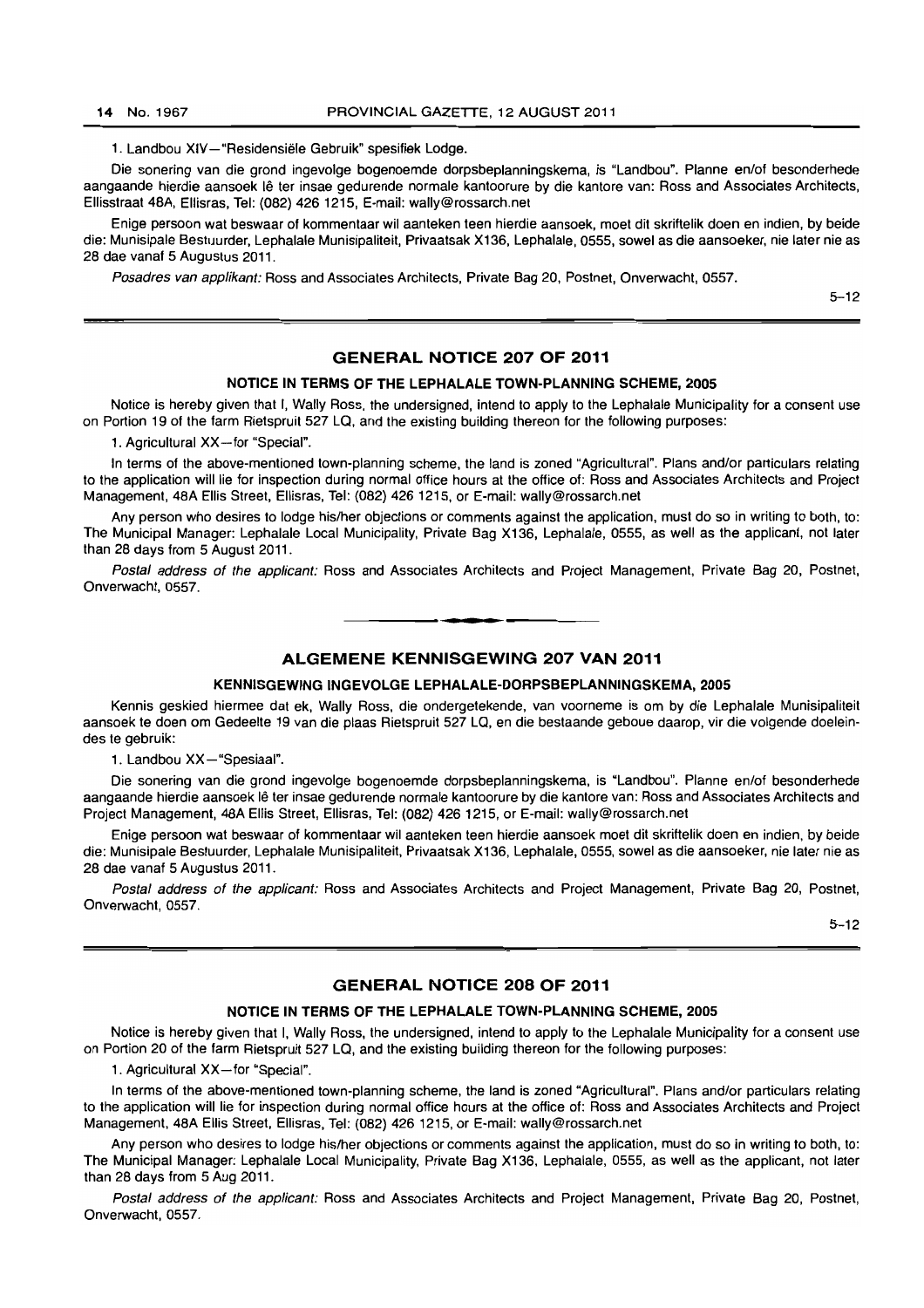1. Landbou XIV—"Residensiële Gebruik" spesifiek Lodge.

Die sonering van die grond ingevolge bogenoemde dorpsbeplanningskema, is "Landbou". Planne en/of besonderhede aangaande hierdie aansoek lê ter insae gedurende normale kantoorure by die kantore van: Ross and Associates Architects, Ellisstraat 48A, Ellisras, Tel: (082) 426 1215, E-mail: wally@rossarch.net

Enige persoon wat beswaar of kommentaar wil aanteken teen hierdie aansoek, moet dit skriftelik doen en indien, by beide die: Munisipale Bestuurder, Lephalale Munisipaliteit, Privaatsak X136, Lephalale, 0555, sowel as die aansoeker, nie later nie as 28 dae vanaf 5 Augustus 2011.

*Posadres van applikant:* Ross and Associates Architects, Private Bag 20, Postnet, Onverwacht, 0557.

5–12

## GENERAL NOTICE 207 OF 2011

### NOTICE IN TERMS OF THE LEPHALALE TOWN-PLANNING SCHEME, 2005

Notice is hereby given that I, Wally Ross, the undersigned, intend to apply to the Lephalale Municipality for a consent use on Portion 19 of the farm Rietspruit 527 LQ, and the existing building thereon for the following purposes:

1. Agricultural XX—for "Special".

In terms of the above-mentioned town-planning scheme, the land is zoned "Agricultural". Plans and/or particulars relating to the application will lie for inspection during normal office hours at the office of: Ross and Associates Architects and Project Management, 48A Ellis Street, Ellisras, Tel: (082) 426 1215, or E-mail: wally@rossarch.net

Any person who desires to lodge his/her objections or comments against the application, must do so in writing to both, to: The Municipal Manager: Lephalale Local Municipality, Private Bag X136, Lephalale, 0555, as well as the applicant, not later than 28 days from 5 August 2011.

*Postal address of the applicant:* Ross and Associates Architects and Project Management, Private Bag 20, Postnet, Onverwacht, 0557.

## ALGEMENE KENNISGEWING 207 VAN 2011

### KENNISGEWING INGEVOLGE LEPHALALE-DORPSBEPLANNINGSKEMA, 2005

Kennis geskied hiermee dat ek, Wally Ross, die ondergetekende, van voorneme is om by die Lephalale Munisipaliteit aansoek te doen om Gedeelte 19 van die plaas Rietspruit 527 LQ, en die bestaande geboue daarop, vir die volgende doeleindes te gebruik:

1. Landbou XX—"Spesiaal".

Die sonering van die grond ingevolge bogenoemde dorpsbeplanningskema, is "Landbou". Planne en/of besonderhede aangaande hierdie aansoek lê ter insae gedurende normale kantoorure by die kantore van: Ross and Associates Architects and Project Management, 48A Ellis Street, Ellisras, Tel: (082) 426 1215, or E-mail: wally@rossarch.net

Enige persoon wat beswaar of kommentaar wil aanteken teen hierdie aansoek moet dit skriftelik doen en indien, by beide die: Munisipale Bestuurder, Lephalale Munisipaliteit, Privaatsak X136, Lephalale, 0555, sowel as die aansoeker, nie later nie as 28 dae vanaf 5 Augustus 2011.

*Postal address of the applicant:* Ross and Associates Architects and Project Management, Private Bag 20, Postnet, Onverwacht, 0557.

5–12

## GENERAL NOTICE 208 OF 2011

### NOTICE IN TERMS OF THE LEPHALALE TOWN-PLANNING SCHEME, 2005

Notice is hereby given that I, Wally Ross, the undersigned, intend to apply to the Lephalale Municipality for a consent use on Portion 20 of the farm Rietspruit 527 LQ, and the existing building thereon for the following purposes:

1. Agricultural XX—for "Special".

In terms of the above-mentioned town-planning scheme, the land is zoned "Agricultural". Plans and/or particulars relating to the application will lie for inspection during normal office hours at the office of: Ross and Associates Architects and Project Management, 48A Ellis Street, Ellisras, Tel: (082) 426 1215, or E-mail: wally@rossarch.net

Any person who desires to lodge his/her objections or comments against the application, must do so in writing to both, to: The Municipal Manager: Lephalale Local Municipality, Private Bag X136, Lephalale, 0555, as well as the applicant, not later than 28 days from 5 Aug 2011.

*Postal address of the applicant:* Ross and Associates Architects and Project Management, Private Bag 20, Postnet, Onverwacht, 0557.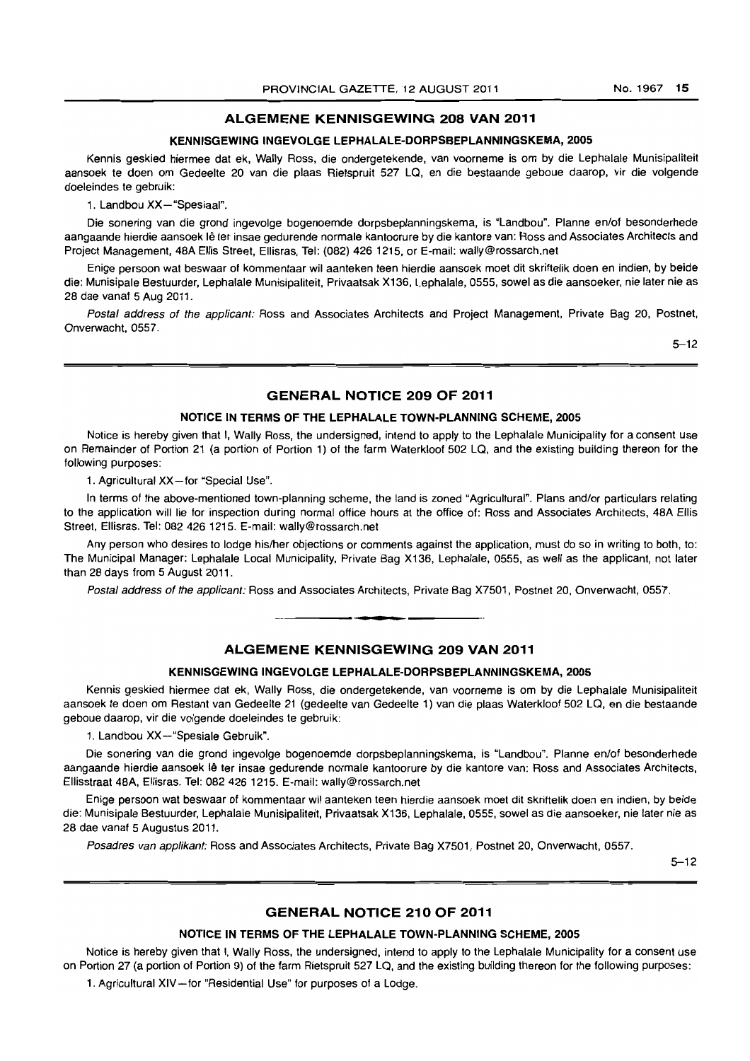## ALGEMENE KENNISGEWING 208 VAN 2011

### KENNISGEWING INGEVOLGE LEPHALALE-DORPSBEPLANNINGSKEMA, 2005

Kennis geskied hiermee dat ek, Wally Ross, die ondergetekende, van voorneme is om by die Lephalale Munisipaliteit aansoek te doen om Gedeelte 20 van die plaas Rietspruit 527 LQ, en die bestaande geboue daarop, vir die volgende doeleindes te gebruik:

1. Landbou XX—"Spesiaal".

Die sonering van die grond ingevolge bogenoemde dorpsbeplanningskema, is "Landbou". Planne en/of besonderhede aangaande hierdie aansoek lê ter insae gedurende normale kantoorure by die kantore van: Ross and Associates Architects and Project Management, 48A Ellis Street, Ellisras, Tel: (082) 426 1215, or E-mail: wally@rossarch.net

Enige persoon wat beswaar of kommentaar wil aanteken teen hierdie aansoek moet dit skriftelik doen en indien, by beide die: Munisipale Bestuurder, Lephalale Munisipaliteit, Privaatsak X136, Lephalale, 0555, sowel as die aansoeker, nie later nie as 28 dae vanaf 5 Aug 2011.

*Postal address of the applicant:* Ross and Associates Architects and Project Management, Private Bag 20, Postnet, Onverwacht, 0557.

5–12

## GENERAL NOTICE 209 OF 2011

### NOTICE IN TERMS OF THE LEPHALALE TOWN-PLANNING SCHEME, 2005

Notice is hereby given that I, Wally Ross, the undersigned, intend to apply to the Lephalale Municipality for a consent use on Remainder of Portion 21 (a portion of Portion 1) of the farm Waterkloof 502 LQ, and the existing building thereon for the following purposes:

1. Agricultural XX—for "Special Use".

In terms of the above-mentioned town-planning scheme, the land is zoned "Agricultural". Plans and/or particulars relating to the application will lie for inspection during normal office hours at the office of: Ross and Associates Architects, 48A Ellis Street, Ellisras. Tel: 082 426 1215. E-mail: wally@rossarch.net

Any person who desires to lodge his/her objections or comments against the application, must do so in writing to both, to: The Municipal Manager: Lephalale Local Municipality, Private Bag X136, Lephalale, 0555, as well as the applicant, not later than 28 days from 5 August 2011.

*Postal address of the applicant:* Ross and Associates Architects, Private Bag X7501, Postnet 20, Onverwacht, 0557.

## ALGEMENE KENNISGEWING 209 VAN 2011

### KENNISGEWING INGEVOLGE LEPHALALE-DORPSBEPLANNINGSKEMA, 2005

Kennis geskied hiermee dat ek, Wally Ross, die ondergetekende, van voorneme is om by die Lephalale Munisipaliteit aansoek te doen om Restant van Gedeelte 21 (gedeelte van Gedeelte 1) van die plaas Waterkloof 502 LQ, en die bestaande geboue daarop, vir die volgende doeleindes te gebruik:

1. Landbou XX—"Spesiale Gebruik".

Die sonering van die grond ingevolge bogenoemde dorpsbeplanningskema, is "Landbou". Planne en/of besonderhede aangaande hierdie aansoek lê ter insae gedurende normale kantoorure by die kantore van: Ross and Associates Architects, Ellisstraat 48A, Ellisras. Tel: 082 426 1215. E-mail: wally@rossarch.net

Enige persoon wat beswaar of kommentaar wil aanteken teen hierdie aansoek moet dit skriftelik doen en indien, by beide die: Munisipale Bestuurder, Lephalale Munisipaliteit, Privaatsak X136, Lephalale, 0555, sowel as die aansoeker, nie later nie as 28 dae vanaf 5 Augustus 2011.

*Posadres van applikant:* Ross and Associates Architects, Private Bag X7501, Postnet 20, Onverwacht, 0557.

5–12

## GENERAL NOTICE 210 OF 2011

### NOTICE IN TERMS OF THE LEPHALALE TOWN-PLANNING SCHEME, 2005

Notice is hereby given that I, Wally Ross, the undersigned, intend to apply to the Lephalale Municipality for a consent use on Portion 27 (a portion of Portion 9) of the farm Rietspruit 527 LQ, and the existing building thereon for the following purposes:

1. Agricultural XIV—for "Residential Use" for purposes of a Lodge.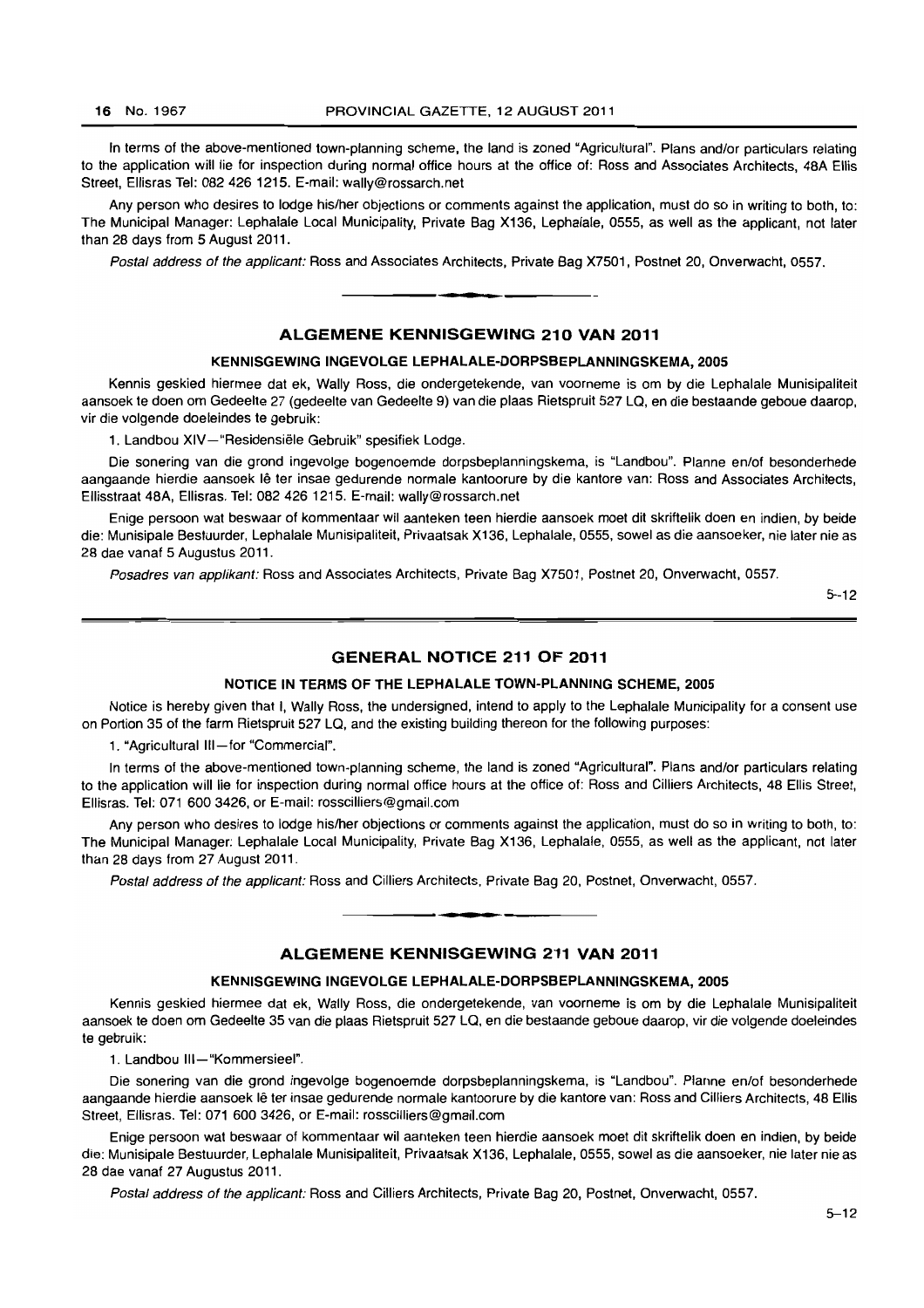In terms of the above-mentioned town-planning scheme, the land is zoned "Agricultural". Plans and/or particulars relating to the application will lie for inspection during normal office hours at the office of: Ross and Associates Architects, 48A Ellis Street, Ellisras Tel: 082 426 1215. E-mail: wally@rossarch.net

Any person who desires to lodge his/her objections or comments against the application, must do so in writing to both, to: The Municipal Manager: Lephalale Local Municipality, Private Bag X136, Lephalale, 0555, as well as the applicant, not later than 28 days from 5 August 2011.

*Postal address of the applicant:* Ross and Associates Architects, Private Bag X7501, Postnet 20, Onverwacht, 0557.

## ALGEMENE KENNISGEWING 210 VAN 2011

### KENNISGEWING INGEVOLGE LEPHALALE-DORPSBEPLANNINGSKEMA, 2005

Kennis geskied hiermee dat ek, Wally Ross, die ondergetekende, van voorneme is om by die Lephalale Munisipaliteit aansoek te doen om Gedeelte 27 (gedeelte van Gedeelte 9) van die plaas Rietspruit 527 LQ, en die bestaande geboue daarop, vir die volgende doeleindes te gebruik:

1. Landbou XIV—"Residensiële Gebruik" spesifiek Lodge.

Die sonering van die grond ingevolge bogenoemde dorpsbeplanningskema, is "Landbou". Planne en/of besonderhede aangaande hierdie aansoek lê ter insae gedurende normale kantoorure by die kantore van: Ross and Associates Architects, Ellisstraat 48A, Ellisras. Tel: 082 426 1215. E-mail: wally@rossarch.net

Enige persoon wat beswaar of kommentaar wil aanteken teen hierdie aansoek moet dit skriftelik doen en indien, by beide die: Munisipale Bestuurder, Lephalale Munisipaliteit, Privaatsak X136, Lephalale, 0555, sowel as die aansoeker, nie later nie as 28 dae vanaf 5 Augustus 2011.

*Posadres van applikant:* Ross and Associates Architects, Private Bag X7501, Postnet 20, Onverwacht, 0557.

5–12

## GENERAL NOTICE 211 OF 2011

### NOTICE IN TERMS OF THE LEPHALALE TOWN-PLANNING SCHEME, 2005

Notice is hereby given that I, Wally Ross, the undersigned, intend to apply to the Lephalale Municipality for a consent use on Portion 35 of the farm Rietspruit 527 LQ, and the existing building thereon for the following purposes:

1. "Agricultural III—for "Commercial".

In terms of the above-mentioned town-planning scheme, the land is zoned "Agricultural". Plans and/or particulars relating to the application will lie for inspection during normal office hours at the office of: Ross and Cilliers Architects, 48 Ellis Street, Ellisras. Tel: 071 600 3426, or E-mail: rosscilliers@gmail.com

Any person who desires to lodge his/her objections or comments against the application, must do so in writing to both, to: The Municipal Manager: Lephalale Local Municipality, Private Bag X136, Lephalale, 0555, as well as the applicant, not later than 28 days from 27 August 2011.

*Postal address of the applicant:* Ross and Cilliers Architects, Private Bag 20, Postnet, Onverwacht, 0557.

## ALGEMENE KENNISGEWING 211 VAN 2011

### KENNISGEWING INGEVOLGE LEPHALALE-DORPSBEPLANNINGSKEMA, 2005

Kennis geskied hiermee dat ek, Wally Ross, die ondergetekende, van voorneme is om by die Lephalale Munisipaliteit aansoek te doen om Gedeelte 35 van die plaas Rietspruit 527 LQ, en die bestaande geboue daarop, vir die volgende doeleindes te gebruik:

1. Landbou III—"Kommersieel".

Die sonering van die grond ingevolge bogenoemde dorpsbeplanningskema, is "Landbou". Planne en/of besonderhede aangaande hierdie aansoek lê ter insae gedurende normale kantoorure by die kantore van: Ross and Cilliers Architects, 48 Ellis Street, Ellisras. Tel: 071 600 3426, or E-mail: rosscilliers@gmail.com

Enige persoon wat beswaar of kommentaar wil aanteken teen hierdie aansoek moet dit skriftelik doen en indien, by beide die: Munisipale Bestuurder, Lephalale Munisipaliteit, Privaatsak X136, Lephalale, 0555, sowel as die aansoeker, nie later nie as 28 dae vanaf 27 Augustus 2011.

*Postal address of the applicant:* Ross and Cilliers Architects, Private Bag 20, Postnet, Onverwacht, 0557.

5–12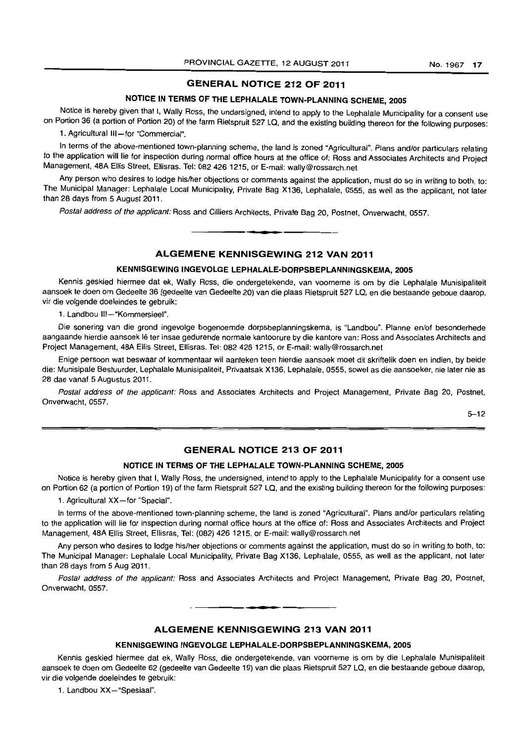## GENERAL NOTICE 212 OF 2011

### NOTICE IN TERMS OF THE LEPHALALE TOWN-PLANNING SCHEME, 2005

Notice is hereby given that I, Wally Ross, the undersigned, intend to apply to the Lephalale Municipality for a consent use on Portion 36 (a portion of Portion 20) of the farm Rietspruit 527 LQ, and the existing building thereon for the following purposes:

1. Agricultural III—for "Commercial".

In terms of the above-mentioned town-planning scheme, the land is zoned "Agricultural". Plans and/or particulars relating to the application will lie for inspection during normal office hours at the office of: Ross and Associates Architects and Project Management, 48A Ellis Street, Ellisras. Tel: 082 426 1215, or E-mail: wally@rossarch.net

Any person who desires to lodge his/her objections or comments against the application, must do so in writing to both, to: The Municipal Manager: Lephalale Local Municipality, Private Bag X136, Lephalale, 0555, as well as the applicant, not later than 28 days from 5 August 2011.

*Postal address of the applicant:* Ross and Cilliers Architects, Private Bag 20, Postnet, Onverwacht, 0557.

---

## ALGEMENE KENNISGEWING 212 VAN 2011

### KENNISGEWING INGEVOLGE LEPHALALE-DORPSBEPLANNINGSKEMA, 2005

Kennis geskied hiermee dat ek, Wally Ross, die ondergetekende, van voorneme is om by die Lephalale Munisipaliteit aansoek te doen om Gedeelte 36 (gedeelte van Gedeelte 20) van die plaas Rietspruit 527 LQ, en die bestaande geboue daarop, vir die volgende doeleindes te gebruik:

1. Landbou III—"Kommersieel".

Die sonering van die grond ingevolge bogenoemde dorpsbeplanningskema, is "Landbou". Planne en/of besonderhede aangaande hierdie aansoek lê ter insae gedurende normale kantoorure by die kantore van: Ross and Associates Architects and Project Management, 48A Ellis Street, Ellisras. Tel: 082 426 1215, or E-mail: wally@rossarch.net

Enige persoon wat beswaar of kommentaar wil aanteken teen hierdie aansoek moet dit skriftelik doen en indien, by beide die: Munisipale Bestuurder, Lephalale Munisipaliteit, Privaatsak X136, Lephalale, 0555, sowel as die aansoeker, nie later nie as 28 dae vanaf 5 Augustus 2011.

*Postal address of the applicant:* Ross and Associates Architects and Project Management, Private Bag 20, Postnet, Onverwacht, 0557.

5–12

---

## GENERAL NOTICE 213 OF 2011

### NOTICE IN TERMS OF THE LEPHALALE TOWN-PLANNING SCHEME, 2005

Notice is hereby given that I, Wally Ross, the undersigned, intend to apply to the Lephalale Municipality for a consent use on Portion 62 (a portion of Portion 19) of the farm Rietspruit 527 LQ, and the existing building thereon for the following purposes:

1. Agricultural XX—for "Special".

In terms of the above-mentioned town-planning scheme, the land is zoned "Agricultural". Plans and/or particulars relating to the application will lie for inspection during normal office hours at the office of: Ross and Associates Architects and Project Management, 48A Ellis Street, Ellisras, Tel: (082) 426 1215, or E-mail: wally@rossarch.net

Any person who desires to lodge his/her objections or comments against the application, must do so in writing to both, to: The Municipal Manager: Lephalale Local Municipality, Private Bag X136, Lephalale, 0555, as well as the applicant, not later than 28 days from 5 Aug 2011.

*Postal address of the applicant:* Ross and Associates Architects and Project Management, Private Bag 20, Postnet, Onverwacht, 0557.

---

## ALGEMENE KENNISGEWING 213 VAN 2011

### KENNISGEWING INGEVOLGE LEPHALALE-DORPSBEPLANNINGSKEMA, 2005

Kennis geskied hiermee dat ek, Wally Ross, die ondergetekende, van voorneme is om by die Lephalale Munisipaliteit aansoek te doen om Gedeelte 62 (gedeelte van Gedeelte 19) van die plaas Rietspruit 527 LQ, en die bestaande geboue daarop, vir die volgende doeleindes te gebruik:

1. Landbou XX—"Spesiaal".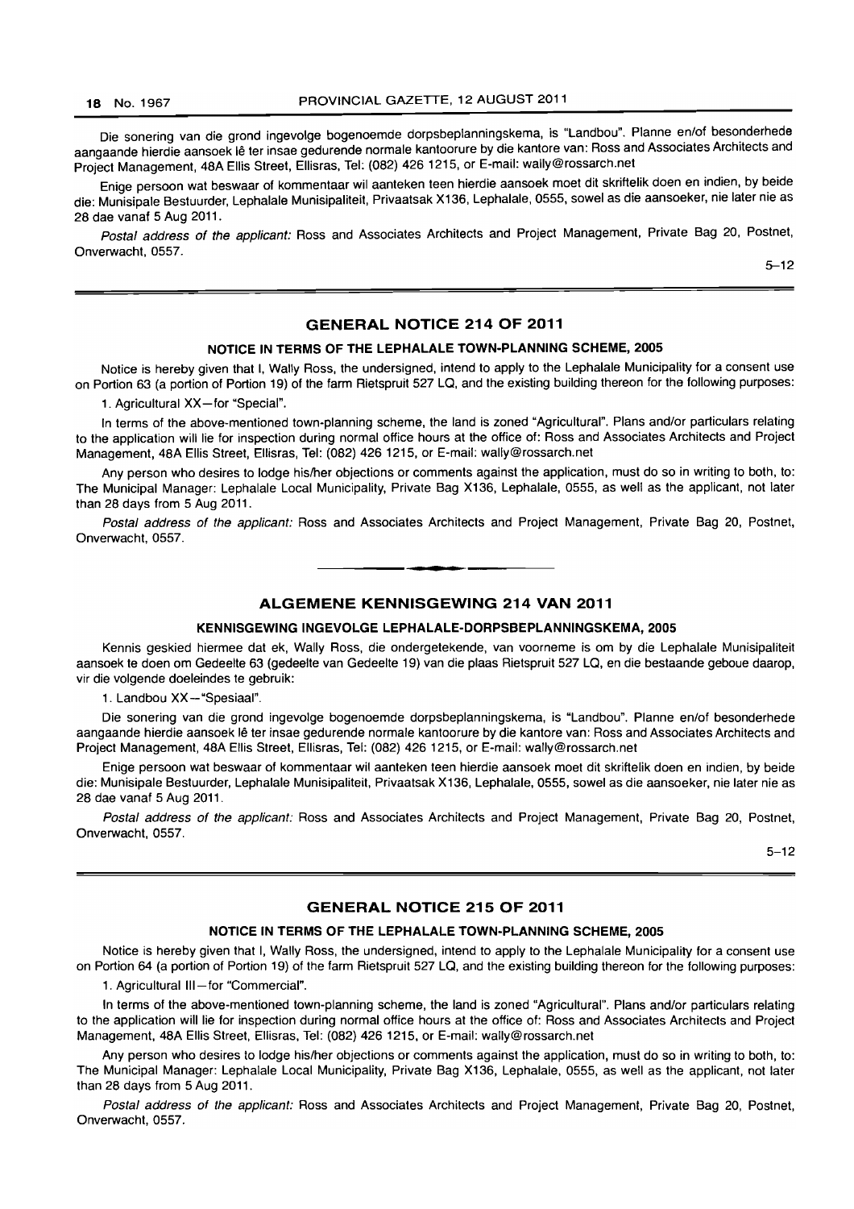Die sonering van die grond ingevolge bogenoemde dorpsbeplanningskema, is "Landbou". Planne en/of besonderhede aangaande hierdie aansoek lê ter insae gedurende normale kantoorure by die kantore van: Ross and Associates Architects and Project Management, 48A Ellis Street, Ellisras, Tel: (082) 426 1215, or E-mail: wally@rossarch.net

Enige persoon wat beswaar of kommentaar wil aanteken teen hierdie aansoek moet dit skriftelik doen en indien, by beide die: Munisipale Bestuurder, Lephalale Munisipaliteit, Privaatsak X136, Lephalale, 0555, sowel as die aansoeker, nie later nie as 28 dae vanaf 5 Aug 2011.

*Postal address of the applicant:* Ross and Associates Architects and Project Management, Private Bag 20, Postnet, Onverwacht, 0557.

5–12

## GENERAL NOTICE 214 OF 2011

### NOTICE IN TERMS OF THE LEPHALALE TOWN-PLANNING SCHEME, 2005

Notice is hereby given that I, Wally Ross, the undersigned, intend to apply to the Lephalale Municipality for a consent use on Portion 63 (a portion of Portion 19) of the farm Rietspruit 527 LQ, and the existing building thereon for the following purposes:

1. Agricultural XX—for "Special".

In terms of the above-mentioned town-planning scheme, the land is zoned "Agricultural". Plans and/or particulars relating to the application will lie for inspection during normal office hours at the office of: Ross and Associates Architects and Project Management, 48A Ellis Street, Ellisras, Tel: (082) 426 1215, or E-mail: wally@rossarch.net

Any person who desires to lodge his/her objections or comments against the application, must do so in writing to both, to: The Municipal Manager: Lephalale Local Municipality, Private Bag X136, Lephalale, 0555, as well as the applicant, not later than 28 days from 5 Aug 2011.

*Postal address of the applicant:* Ross and Associates Architects and Project Management, Private Bag 20, Postnet, Onverwacht, 0557.

## ALGEMENE KENNISGEWING 214 VAN 2011

### KENNISGEWING INGEVOLGE LEPHALALE-DORPSBEPLANNINGSKEMA, 2005

Kennis geskied hiermee dat ek, Wally Ross, die ondergetekende, van voorneme is om by die Lephalale Munisipaliteit aansoek te doen om Gedeelte 63 (gedeelte van Gedeelte 19) van die plaas Rietspruit 527 LQ, en die bestaande geboue daarop, vir die volgende doeleindes te gebruik:

1. Landbou XX—"Spesiaal".

Die sonering van die grond ingevolge bogenoemde dorpsbeplanningskema, is "Landbou". Planne en/of besonderhede aangaande hierdie aansoek lê ter insae gedurende normale kantoorure by die kantore van: Ross and Associates Architects and Project Management, 48A Ellis Street, Ellisras, Tel: (082) 426 1215, or E-mail: wally@rossarch.net

Enige persoon wat beswaar of kommentaar wil aanteken teen hierdie aansoek moet dit skriftelik doen en indien, by beide die: Munisipale Bestuurder, Lephalale Munisipaliteit, Privaatsak X136, Lephalale, 0555, sowel as die aansoeker, nie later nie as 28 dae vanaf 5 Aug 2011.

*Postal address of the applicant:* Ross and Associates Architects and Project Management, Private Bag 20, Postnet, Onverwacht, 0557.

5–12

## GENERAL NOTICE 215 OF 2011

### NOTICE IN TERMS OF THE LEPHALALE TOWN-PLANNING SCHEME, 2005

Notice is hereby given that I, Wally Ross, the undersigned, intend to apply to the Lephalale Municipality for a consent use on Portion 64 (a portion of Portion 19) of the farm Rietspruit 527 LQ, and the existing building thereon for the following purposes:

1. Agricultural III—for "Commercial".

In terms of the above-mentioned town-planning scheme, the land is zoned "Agricultural". Plans and/or particulars relating to the application will lie for inspection during normal office hours at the office of: Ross and Associates Architects and Project Management, 48A Ellis Street, Ellisras, Tel: (082) 426 1215, or E-mail: wally@rossarch.net

Any person who desires to lodge his/her objections or comments against the application, must do so in writing to both, to: The Municipal Manager: Lephalale Local Municipality, Private Bag X136, Lephalale, 0555, as well as the applicant, not later than 28 days from 5 Aug 2011.

*Postal address of the applicant:* Ross and Associates Architects and Project Management, Private Bag 20, Postnet, Onverwacht, 0557.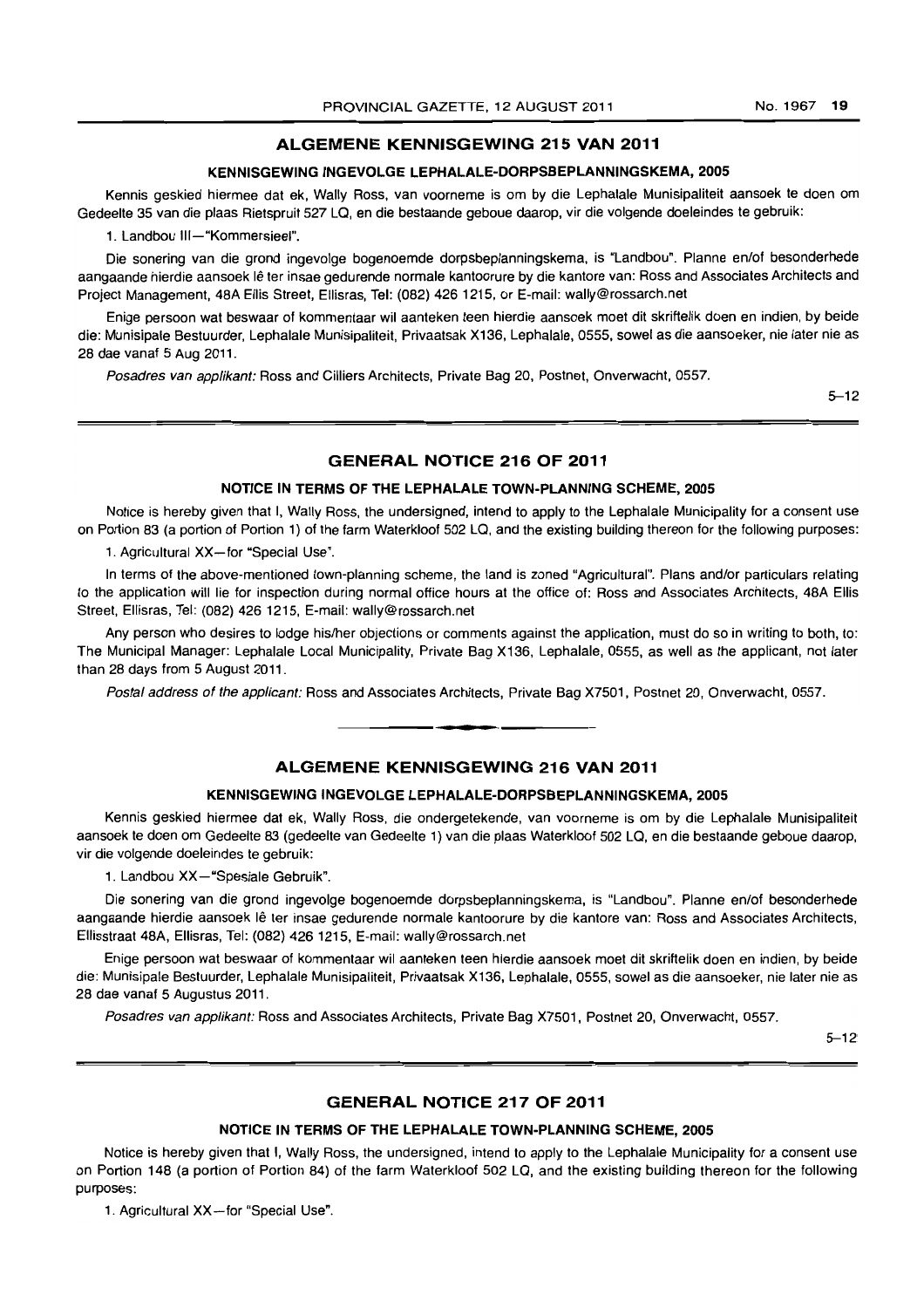## ALGEMENE KENNISGEWING 215 VAN 2011

### KENNISGEWING INGEVOLGE LEPHALALE-DORPSBEPLANNINGSKEMA, 2005

Kennis geskied hiermee dat ek, Wally Ross, van voorneme is om by die Lephalale Munisipaliteit aansoek te doen om Gedeelte 35 van die plaas Rietspruit 527 LQ, en die bestaande geboue daarop, vir die volgende doeleindes te gebruik:

1. Landbou III—"Kommersieel".

Die sonering van die grond ingevolge bogenoemde dorpsbeplanningskema, is "Landbou". Planne en/of besonderhede aangaande hierdie aansoek lê ter insae gedurende normale kantoorure by die kantore van: Ross and Associates Architects and Project Management, 48A Ellis Street, Ellisras, Tel: (082) 426 1215, or E-mail: wally@rossarch.net

Enige persoon wat beswaar of kommentaar wil aanteken teen hierdie aansoek moet dit skriftelik doen en indien, by beide die: Munisipale Bestuurder, Lephalale Munisipaliteit, Privaatsak X136, Lephalale, 0555, sowel as die aansoeker, nie later nie as 28 dae vanaf 5 Aug 2011.

*Posadres van applikant:* Ross and Cilliers Architects, Private Bag 20, Postnet, Onverwacht, 0557.

5–12

## GENERAL NOTICE 216 OF 2011

### NOTICE IN TERMS OF THE LEPHALALE TOWN-PLANNING SCHEME, 2005

Notice is hereby given that I, Wally Ross, the undersigned, intend to apply to the Lephalale Municipality for a consent use on Portion 83 (a portion of Portion 1) of the farm Waterkloof 502 LQ, and the existing building thereon for the following purposes:

1. Agricultural XX—for "Special Use".

In terms of the above-mentioned town-planning scheme, the land is zoned "Agricultural". Plans and/or particulars relating to the application will lie for inspection during normal office hours at the office of: Ross and Associates Architects, 48A Ellis Street, Ellisras, Tel: (082) 426 1215, E-mail: wally@rossarch.net

Any person who desires to lodge his/her objections or comments against the application, must do so in writing to both, to: The Municipal Manager: Lephalale Local Municipality, Private Bag X136, Lephalale, 0555, as well as the applicant, not later than 28 days from 5 August 2011.

*Postal address of the applicant:* Ross and Associates Architects, Private Bag X7501, Postnet 20, Onverwacht, 0557.

## ALGEMENE KENNISGEWING 216 VAN 2011

### KENNISGEWING INGEVOLGE LEPHALALE-DORPSBEPLANNINGSKEMA, 2005

Kennis geskied hiermee dat ek, Wally Ross, die ondergetekende, van voorneme is om by die Lephalale Munisipaliteit aansoek te doen om Gedeelte 83 (gedeelte van Gedeelte 1) van die plaas Waterkloof 502 LQ, en die bestaande geboue daarop, vir die volgende doeleindes te gebruik:

1. Landbou XX—"Spesiale Gebruik".

Die sonering van die grond ingevolge bogenoemde dorpsbeplanningskema, is "Landbou". Planne en/of besonderhede aangaande hierdie aansoek lê ter insae gedurende normale kantoorure by die kantore van: Ross and Associates Architects, Ellisstraat 48A, Ellisras, Tel: (082) 426 1215, E-mail: wally@rossarch.net

Enige persoon wat beswaar of kommentaar wil aanteken teen hierdie aansoek moet dit skriftelik doen en indien, by beide die: Munisipale Bestuurder, Lephalale Munisipaliteit, Privaatsak X136, Lephalale, 0555, sowel as die aansoeker, nie later nie as 28 dae vanaf 5 Augustus 2011.

*Posadres van applikant:* Ross and Associates Architects, Private Bag X7501, Postnet 20, Onverwacht, 0557.

5–12

## GENERAL NOTICE 217 OF 2011

### NOTICE IN TERMS OF THE LEPHALALE TOWN-PLANNING SCHEME, 2005

Notice is hereby given that I, Wally Ross, the undersigned, intend to apply to the Lephalale Municipality for a consent use on Portion 148 (a portion of Portion 84) of the farm Waterkloof 502 LQ, and the existing building thereon for the following purposes:

1. Agricultural XX—for "Special Use".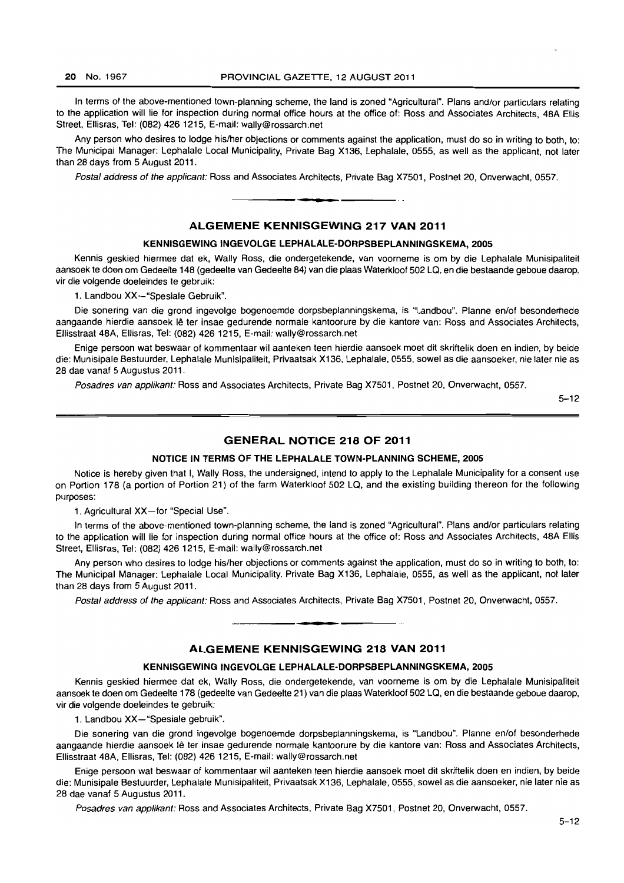In terms of the above-mentioned town-planning scheme, the land is zoned "Agricultural". Plans and/or particulars relating to the application will lie for inspection during normal office hours at the office of: Ross and Associates Architects, 48A Ellis Street, Ellisras, Tel: (082) 426 1215, E-mail: wally@rossarch.net

Any person who desires to lodge his/her objections or comments against the application, must do so in writing to both, to: The Municipal Manager: Lephalale Local Municipality, Private Bag X136, Lephalale, 0555, as well as the applicant, not later than 28 days from 5 August 2011.

*Postal address of the applicant:* Ross and Associates Architects, Private Bag X7501, Postnet 20, Onverwacht, 0557.

---

## ALGEMENE KENNISGEWING 217 VAN 2011

### KENNISGEWING INGEVOLGE LEPHALALE-DORPSBEPLANNINGSKEMA, 2005

Kennis geskied hiermee dat ek, Wally Ross, die ondergetekende, van voorneme is om by die Lephalale Munisipaliteit aansoek te doen om Gedeelte 148 (gedeelte van Gedeelte 84) van die plaas Waterkloof 502 LQ, en die bestaande geboue daarop, vir die volgende doeleindes te gebruik:

1. Landbou XX—"Spesiale Gebruik".

Die sonering van die grond ingevolge bogenoemde dorpsbeplanningskema, is "Landbou". Planne en/of besonderhede aangaande hierdie aansoek lê ter insae gedurende normale kantoorure by die kantore van: Ross and Associates Architects, Ellisstraat 48A, Ellisras, Tel: (082) 426 1215, E-mail: wally@rossarch.net

Enige persoon wat beswaar of kommentaar wil aanteken teen hierdie aansoek moet dit skriftelik doen en indien, by beide die: Munisipale Bestuurder, Lephalale Munisipaliteit, Privaatsak X136, Lephalale, 0555, sowel as die aansoeker, nie later nie as 28 dae vanaf 5 Augustus 2011.

*Posadres van applikant:* Ross and Associates Architects, Private Bag X7501, Postnet 20, Onverwacht, 0557.

5–12

---

## GENERAL NOTICE 218 OF 2011

### NOTICE IN TERMS OF THE LEPHALALE TOWN-PLANNING SCHEME, 2005

Notice is hereby given that I, Wally Ross, the undersigned, intend to apply to the Lephalale Municipality for a consent use on Portion 178 (a portion of Portion 21) of the farm Waterkloof 502 LQ, and the existing building thereon for the following purposes:

1. Agricultural XX—for "Special Use".

In terms of the above-mentioned town-planning scheme, the land is zoned "Agricultural". Plans and/or particulars relating to the application will lie for inspection during normal office hours at the office of: Ross and Associates Architects, 48A Ellis Street, Ellisras, Tel: (082) 426 1215, E-mail: wally@rossarch.net

Any person who desires to lodge his/her objections or comments against the application, must do so in writing to both, to: The Municipal Manager: Lephalale Local Municipality, Private Bag X136, Lephalale, 0555, as well as the applicant, not later than 28 days from 5 August 2011.

*Postal address of the applicant:* Ross and Associates Architects, Private Bag X7501, Postnet 20, Onverwacht, 0557.

---

## ALGEMENE KENNISGEWING 218 VAN 2011

### KENNISGEWING INGEVOLGE LEPHALALE-DORPSBEPLANNINGSKEMA, 2005

Kennis geskied hiermee dat ek, Wally Ross, die ondergetekende, van voorneme is om by die Lephalale Munisipaliteit aansoek te doen om Gedeelte 178 (gedeelte van Gedeelte 21) van die plaas Waterkloof 502 LQ, en die bestaande geboue daarop, vir die volgende doeleindes te gebruik:

1. Landbou XX—"Spesiale gebruik".

Die sonering van die grond ingevolge bogenoemde dorpsbeplanningskema, is "Landbou". Planne en/of besonderhede aangaande hierdie aansoek lê ter insae gedurende normale kantoorure by die kantore van: Ross and Associates Architects, Ellisstraat 48A, Ellisras, Tel: (082) 426 1215, E-mail: wally@rossarch.net

Enige persoon wat beswaar of kommentaar wil aanteken teen hierdie aansoek moet dit skriftelik doen en indien, by beide die: Munisipale Bestuurder, Lephalale Munisipaliteit, Privaatsak X136, Lephalale, 0555, sowel as die aansoeker, nie later nie as 28 dae vanaf 5 Augustus 2011.

*Posadres van applikant:* Ross and Associates Architects, Private Bag X7501, Postnet 20, Onverwacht, 0557.

5–12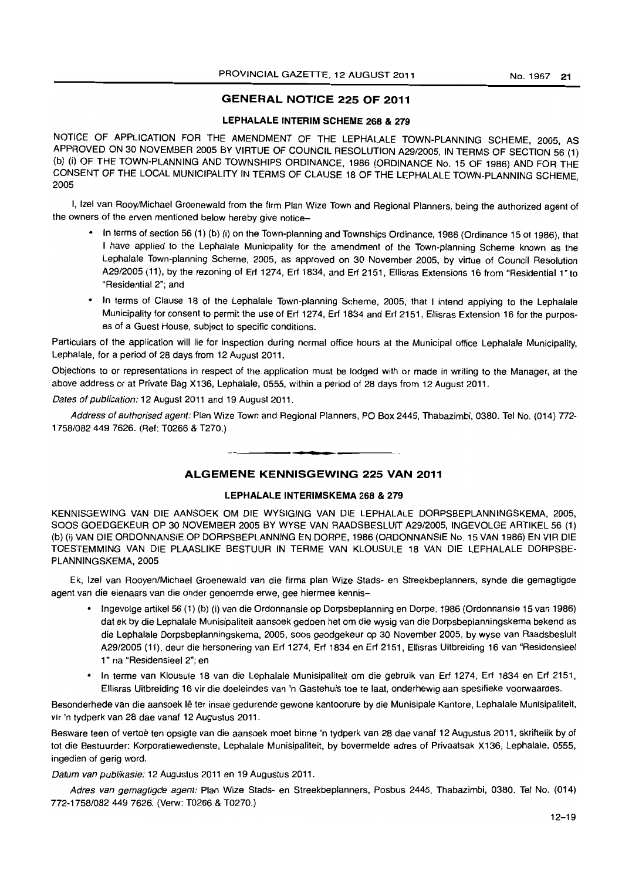## GENERAL NOTICE 225 OF 2011

### LEPHALALE INTERIM SCHEME 268 & 279

NOTICE OF APPLICATION FOR THE AMENDMENT OF THE LEPHALALE TOWN-PLANNING SCHEME, 2005, AS APPROVED ON 30 NOVEMBER 2005 BY VIRTUE OF COUNCIL RESOLUTION A29/2005, IN TERMS OF SECTION 56 (1) (b) (i) OF THE TOWN-PLANNING AND TOWNSHIPS ORDINANCE, 1986 (ORDINANCE No. 15 OF 1986) AND FOR THE CONSENT OF THE LOCAL MUNICIPALITY IN TERMS OF CLAUSE 18 OF THE LEPHALALE TOWN-PLANNING SCHEME, 2005

I, Izel van Rooy/Michael Groenewald from the firm Plan Wize Town and Regional Planners, being the authorized agent of the owners of the erven mentioned below hereby give notice–

- In terms of section 56 (1) (b) (i) on the Town-planning and Townships Ordinance, 1986 (Ordinance 15 of 1986), that I have applied to the Lephalale Municipality for the amendment of the Town-planning Scheme known as the Lephalale Town-planning Scheme, 2005, as approved on 30 November 2005, by virtue of Council Resolution A29/2005 (11), by the rezoning of Erf 1274, Erf 1834, and Erf 2151, Ellisras Extensions 16 from "Residential 1" to "Residential 2"; and
- In terms of Clause 18 of the Lephalale Town-planning Scheme, 2005, that I intend applying to the Lephalale Municipality for consent to permit the use of Erf 1274, Erf 1834 and Erf 2151, Ellisras Extension 16 for the purposes of a Guest House, subject to specific conditions.

Particulars of the application will lie for inspection during normal office hours at the Municipal office Lephalale Municipality, Lephalale, for a period of 28 days from 12 August 2011.

Objections to or representations in respect of the application must be lodged with or made in writing to the Manager, at the above address or at Private Bag X136, Lephalale, 0555, within a period of 28 days from 12 August 2011.

*Dates of publication:* 12 August 2011 and 19 August 2011.

*Address of authorised agent:* Plan Wize Town and Regional Planners, PO Box 2445, Thabazimbi, 0380. Tel No. (014) 772-1758/082 449 7626. (Ref: T0266 & T270.)

---

## ALGEMENE KENNISGEWING 225 VAN 2011

### LEPHALALE INTERIMSKEMA 268 & 279

KENNISGEWING VAN DIE AANSOEK OM DIE WYSIGING VAN DIE LEPHALALE DORPSBEPLANNINGSKEMA, 2005, SOOS GOEDGEKEUR OP 30 NOVEMBER 2005 BY WYSE VAN RAADSBESLUIT A29/2005, INGEVOLGE ARTIKEL 56 (1) (b) (i) VAN DIE ORDONNANSIE OP DORPSBEPLANNING EN DORPE, 1986 (ORDONNANSIE No. 15 VAN 1986) EN VIR DIE TOESTEMMING VAN DIE PLAASLIKE BESTUUR IN TERME VAN KLOUSULE 18 VAN DIE LEPHALALE DORPSBEPLANNINGSKEMA, 2005

Ek, Izel van Rooyen/Michael Groenewald van die firma plan Wize Stads- en Streekbeplanners, synde die gemagtigde agent van die eienaars van die onder genoemde erwe, gee hiermee kennis–

- Ingevolge artikel 56 (1) (b) (i) van die Ordonnansie op Dorpsbeplanning en Dorpe, 1986 (Ordonnansie 15 van 1986) dat ek by die Lephalale Munisipaliteit aansoek gedoen het om die wysig van die Dorpsbeplanningskema bekend as die Lephalale Dorpsbeplanningskema, 2005, soos geodgekeur op 30 November 2005, by wyse van Raadsbesluit A29/2005 (11), deur die hersonering van Erf 1274, Erf 1834 en Erf 2151, Ellisras Uitbreiding 16 van "Residensieel 1" na "Residensieel 2"; en
- In terme van Klousule 18 van die Lephalale Munisipaliteit om die gebruik van Erf 1274, Erf 1834 en Erf 2151, Ellisras Uitbreiding 16 vir die doeleindes van 'n Gastehuis toe te laat, onderhewig aan spesifieke voorwaardes.

Besonderhede van die aansoek lê ter insae gedurende gewone kantoorure by die Munisipale Kantore, Lephalale Munisipaliteit, vir 'n tydperk van 28 dae vanaf 12 Augustus 2011.

Besware teen of vertoë ten opsigte van die aansoek moet binne 'n tydperk van 28 dae vanaf 12 Augustus 2011, skriftelik by of tot die Bestuurder: Korporatiewedienste, Lephalale Munisipaliteit, by bovermelde adres of Privaatsak X136, Lephalale, 0555, ingedien of gerig word.

*Datum van publikasie:* 12 Augustus 2011 en 19 Augustus 2011.

*Adres van gemagtigde agent:* Plan Wize Stads- en Streekbeplanners, Posbus 2445, Thabazimbi, 0380. Tel No. (014) 772-1758/082 449 7626. (Verw: T0266 & T0270.)

12–19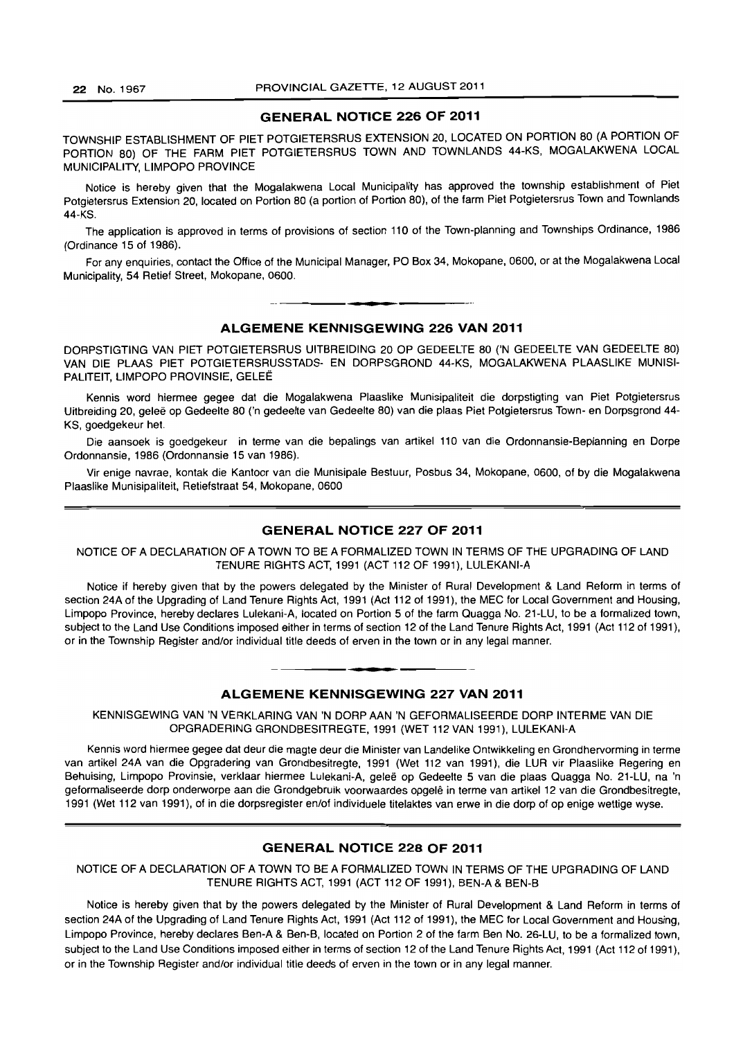## GENERAL NOTICE 226 OF 2011

TOWNSHIP ESTABLISHMENT OF PIET POTGIETERSRUS EXTENSION 20, LOCATED ON PORTION 80 (A PORTION OF PORTION 80) OF THE FARM PIET POTGIETERSRUS TOWN AND TOWNLANDS 44-KS, MOGALAKWENA LOCAL MUNICIPALITY, LIMPOPO PROVINCE

Notice is hereby given that the Mogalakwena Local Municipality has approved the township establishment of Piet Potgietersrus Extension 20, located on Portion 80 (a portion of Portion 80), of the farm Piet Potgietersrus Town and Townlands 44-KS.

The application is approved in terms of provisions of section 110 of the Town-planning and Townships Ordinance, 1986 (Ordinance 15 of 1986).

For any enquiries, contact the Office of the Municipal Manager, PO Box 34, Mokopane, 0600, or at the Mogalakwena Local Municipality, 54 Retief Street, Mokopane, 0600.

## ALGEMENE KENNISGEWING 226 VAN 2011

DORPSTIGTING VAN PIET POTGIETERSRUS UITBREIDING 20 OP GEDEELTE 80 ('N GEDEELTE VAN GEDEELTE 80) VAN DIE PLAAS PIET POTGIETERSRUSSTADS- EN DORPSGROND 44-KS, MOGALAKWENA PLAASLIKE MUNISIPALITEIT, LIMPOPO PROVINSIE, GELEË

Kennis word hiermee gegee dat die Mogalakwena Plaaslike Munisipaliteit die dorpstigting van Piet Potgietersrus Uitbreiding 20, geleë op Gedeelte 80 ('n gedeelte van Gedeelte 80) van die plaas Piet Potgietersrus Town- en Dorpsgrond 44-KS, goedgekeur het.

Die aansoek is goedgekeur in terme van die bepalings van artikel 110 van die Ordonnansie-Beplanning en Dorpe Ordonnansie, 1986 (Ordonnansie 15 van 1986).

Vir enige navrae, kontak die Kantoor van die Munisipale Bestuur, Posbus 34, Mokopane, 0600, of by die Mogalakwena Plaaslike Munisipaliteit, Retiefstraat 54, Mokopane, 0600

## GENERAL NOTICE 227 OF 2011

NOTICE OF A DECLARATION OF A TOWN TO BE A FORMALIZED TOWN IN TERMS OF THE UPGRADING OF LAND TENURE RIGHTS ACT, 1991 (ACT 112 OF 1991), LULEKANI-A

Notice if hereby given that by the powers delegated by the Minister of Rural Development & Land Reform in terms of section 24A of the Upgrading of Land Tenure Rights Act, 1991 (Act 112 of 1991), the MEC for Local Government and Housing, Limpopo Province, hereby declares Lulekani-A, located on Portion 5 of the farm Quagga No. 21-LU, to be a formalized town, subject to the Land Use Conditions imposed either in terms of section 12 of the Land Tenure Rights Act, 1991 (Act 112 of 1991), or in the Township Register and/or individual title deeds of erven in the town or in any legal manner.

## ALGEMENE KENNISGEWING 227 VAN 2011

KENNISGEWING VAN 'N VERKLARING VAN 'N DORP AAN 'N GEFORMALISEERDE DORP INTERME VAN DIE OPGRADERING GRONDBESITREGTE, 1991 (WET 112 VAN 1991), LULEKANI-A

Kennis word hiermee gegee dat deur die magte deur die Minister van Landelike Ontwikkeling en Grondhervorming in terme van artikel 24A van die Opgradering van Grondbesitregte, 1991 (Wet 112 van 1991), die LUR vir Plaaslike Regering en Behuising, Limpopo Provinsie, verklaar hiermee Lulekani-A, geleë op Gedeelte 5 van die plaas Quagga No. 21-LU, na 'n geformaliseerde dorp onderworpe aan die Grondgebruik voorwaardes opgelê in terme van artikel 12 van die Grondbesitregte, 1991 (Wet 112 van 1991), of in die dorpsregister en/of individuele titelaktes van erwe in die dorp of op enige wettige wyse.

## GENERAL NOTICE 228 OF 2011

NOTICE OF A DECLARATION OF A TOWN TO BE A FORMALIZED TOWN IN TERMS OF THE UPGRADING OF LAND TENURE RIGHTS ACT, 1991 (ACT 112 OF 1991), BEN-A & BEN-B

Notice is hereby given that by the powers delegated by the Minister of Rural Development & Land Reform in terms of section 24A of the Upgrading of Land Tenure Rights Act, 1991 (Act 112 of 1991), the MEC for Local Government and Housing, Limpopo Province, hereby declares Ben-A & Ben-B, located on Portion 2 of the farm Ben No. 26-LU, to be a formalized town, subject to the Land Use Conditions imposed either in terms of section 12 of the Land Tenure Rights Act, 1991 (Act 112 of 1991), or in the Township Register and/or individual title deeds of erven in the town or in any legal manner.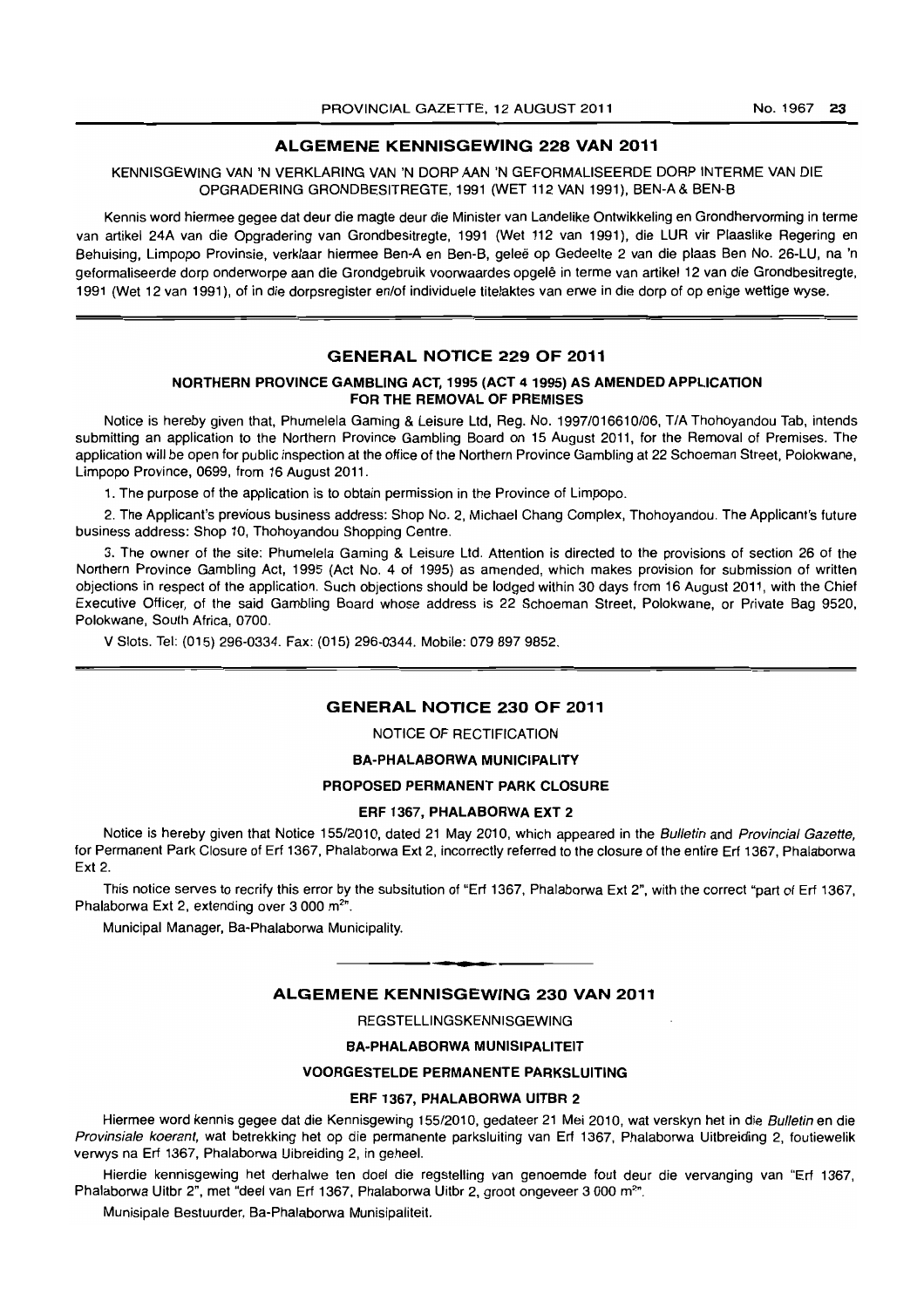## ALGEMENE KENNISGEWING 228 VAN 2011

KENNISGEWING VAN 'N VERKLARING VAN 'N DORP AAN 'N GEFORMALISEERDE DORP INTERME VAN DIE OPGRADERING GRONDBESITREGTE, 1991 (WET 112 VAN 1991), BEN-A & BEN-B

Kennis word hiermee gegee dat deur die magte deur die Minister van Landelike Ontwikkeling en Grondhervorming in terme van artikel 24A van die Opgradering van Grondbesitregte, 1991 (Wet 112 van 1991), die LUR vir Plaaslike Regering en Behuising, Limpopo Provinsie, verklaar hiermee Ben-A en Ben-B, geleë op Gedeelte 2 van die plaas Ben No. 26-LU, na 'n geformaliseerde dorp onderworpe aan die Grondgebruik voorwaardes opgelê in terme van artikel 12 van die Grondbesitregte, 1991 (Wet 12 van 1991), of in die dorpsregister en/of individuele titelaktes van erwe in die dorp of op enige wettige wyse.

## GENERAL NOTICE 229 OF 2011

### NORTHERN PROVINCE GAMBLING ACT, 1995 (ACT 4 1995) AS AMENDED APPLICATION FOR THE REMOVAL OF PREMISES

Notice is hereby given that, Phumelela Gaming & Leisure Ltd, Reg. No. 1997/016610/06, T/A Thohoyandou Tab, intends submitting an application to the Northern Province Gambling Board on 15 August 2011, for the Removal of Premises. The application will be open for public inspection at the office of the Northern Province Gambling at 22 Schoeman Street, Polokwane, Limpopo Province, 0699, from 16 August 2011.

1. The purpose of the application is to obtain permission in the Province of Limpopo.

2. The Applicant's previous business address: Shop No. 2, Michael Chang Complex, Thohoyandou. The Applicant's future business address: Shop 10, Thohoyandou Shopping Centre.

3. The owner of the site: Phumelela Gaming & Leisure Ltd. Attention is directed to the provisions of section 26 of the Northern Province Gambling Act, 1995 (Act No. 4 of 1995) as amended, which makes provision for submission of written objections in respect of the application. Such objections should be lodged within 30 days from 16 August 2011, with the Chief Executive Officer, of the said Gambling Board whose address is 22 Schoeman Street, Polokwane, or Private Bag 9520, Polokwane, South Africa, 0700.

V Slots. Tel: (015) 296-0334. Fax: (015) 296-0344. Mobile: 079 897 9852.

## GENERAL NOTICE 230 OF 2011

NOTICE OF RECTIFICATION

**BA-PHALABORWA MUNICIPALITY**

**PROPOSED PERMANENT PARK CLOSURE**

**ERF 1367, PHALABORWA EXT 2**

Notice is hereby given that Notice 155/2010, dated 21 May 2010, which appeared in the *Bulletin* and *Provincial Gazette*, for Permanent Park Closure of Erf 1367, Phalaborwa Ext 2, incorrectly referred to the closure of the entire Erf 1367, Phalaborwa Ext 2.

This notice serves to recrify this error by the subsitution of "Erf 1367, Phalaborwa Ext 2", with the correct "part of Erf 1367, Phalaborwa Ext 2, extending over 3 000 m$^2$".

Municipal Manager, Ba-Phalaborwa Municipality.

## ALGEMENE KENNISGEWING 230 VAN 2011

REGSTELLINGSKENNISGEWING

**BA-PHALABORWA MUNISIPALITEIT**

**VOORGESTELDE PERMANENTE PARKSLUITING**

**ERF 1367, PHALABORWA UITBR 2**

Hiermee word kennis gegee dat die Kennisgewing 155/2010, gedateer 21 Mei 2010, wat verskyn het in die *Bulletin* en die *Provinsiale koerant*, wat betrekking het op die permanente parksluiting van Erf 1367, Phalaborwa Uitbreiding 2, foutiewelik verwys na Erf 1367, Phalaborwa Uibreiding 2, in geheel.

Hierdie kennisgewing het derhalwe ten doel die regstelling van genoemde fout deur die vervanging van "Erf 1367, Phalaborwa Uitbr 2", met "deel van Erf 1367, Phalaborwa Uitbr 2, groot ongeveer 3 000 m$^2$".

Munisipale Bestuurder, Ba-Phalaborwa Munisipaliteit.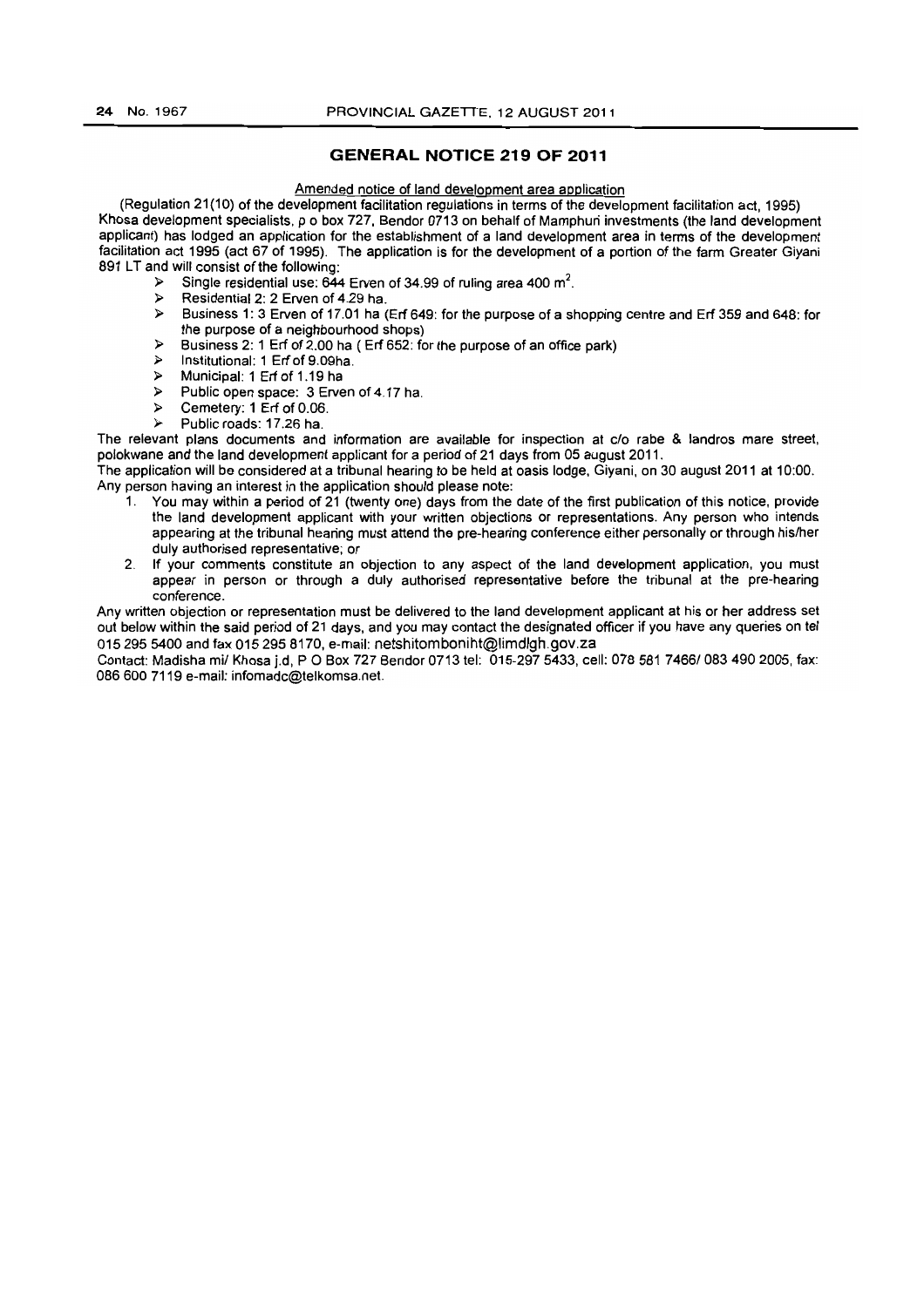## GENERAL NOTICE 219 OF 2011

Amended notice of land development area application

(Regulation 21(10) of the development facilitation regulations in terms of the development facilitation act, 1995) Khosa development specialists, p o box 727, Bendor 0713 on behalf of Mamphuri investments (the land development applicant) has lodged an application for the establishment of a land development area in terms of the development facilitation act 1995 (act 67 of 1995). The application is for the development of a portion of the farm Greater Giyani 891 LT and will consist of the following:

- Single residential use: 644 Erven of 34.99 of ruling area 400 m$^2$.
- Residential 2: 2 Erven of 4.29 ha.
- Business 1: 3 Erven of 17.01 ha (Erf 649: for the purpose of a shopping centre and Erf 359 and 648: for the purpose of a neighbourhood shops)
- Business 2: 1 Erf of 2.00 ha ( Erf 652: for the purpose of an office park)
- Institutional: 1 Erf of 9.09ha.
- Municipal: 1 Erf of 1.19 ha
- Public open space: 3 Erven of 4.17 ha.
- Cemetery: 1 Erf of 0.06.
- Public roads: 17.26 ha.

The relevant plans documents and information are available for inspection at c/o rabe & landros mare street, polokwane and the land development applicant for a period of 21 days from 05 august 2011.

The application will be considered at a tribunal hearing to be held at oasis lodge, Giyani, on 30 august 2011 at 10:00.

Any person having an interest in the application should please note:

1. You may within a period of 21 (twenty one) days from the date of the first publication of this notice, provide the land development applicant with your written objections or representations. Any person who intends appearing at the tribunal hearing must attend the pre-hearing conference either personally or through his/her duly authorised representative; or
2. If your comments constitute an objection to any aspect of the land development application, you must appear in person or through a duly authorised representative before the tribunal at the pre-hearing conference.

Any written objection or representation must be delivered to the land development applicant at his or her address set out below within the said period of 21 days, and you may contact the designated officer if you have any queries on tel 015 295 5400 and fax 015 295 8170, e-mail: netshitomboniht@limdlgh.gov.za

Contact: Madisha mi/ Khosa j.d, P O Box 727 Bendor 0713 tel: 015-297 5433, cell: 078 581 7466/ 083 490 2005, fax: 086 600 7119 e-mail: infomadc@telkomsa.net.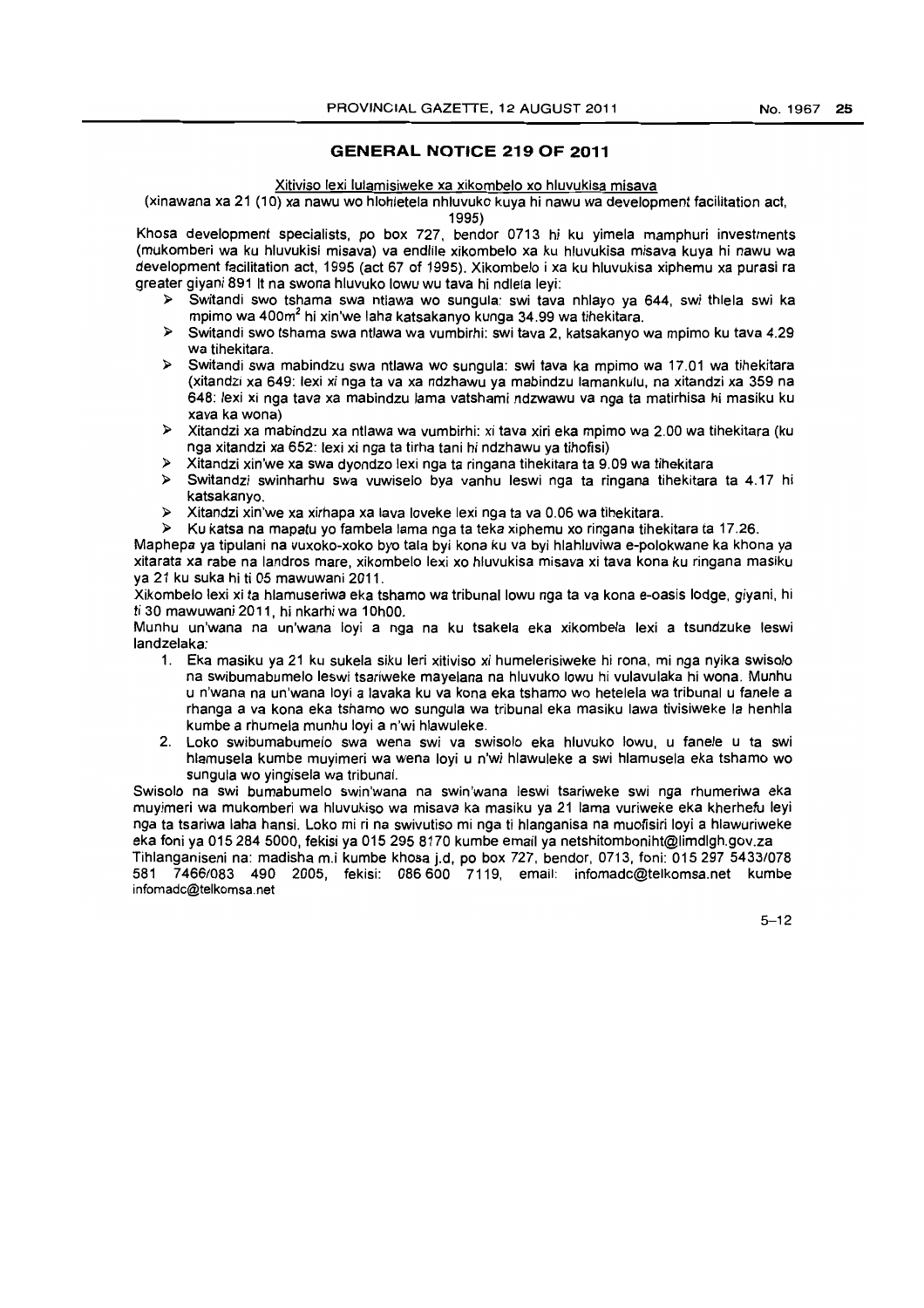## GENERAL NOTICE 219 OF 2011

Xitiviso lexi lulamisiweke xa xikombelo xo hluvukisa misava

(xinawana xa 21 (10) xa nawu wo hlohletela nhluvuko kuya hi nawu wa development facilitation act, 1995)

Khosa development specialists, po box 727, bendor 0713 hi ku yimela mamphuri investments (mukomberi wa ku hluvukisi misava) va endlile xikombelo xa ku hluvukisa misava kuya hi nawu wa development facilitation act, 1995 (act 67 of 1995). Xikombelo i xa ku hluvukisa xiphemu xa purasi ra greater giyani 891 lt na swona hluvuko lowu wu tava hi ndlela leyi:

- Switandi swo tshama swa ntlawa wo sungula: swi tava nhlayo ya 644, swi thlela swi ka mpimo wa 400m² hi xin'we laha katsakanyo kunga 34.99 wa tihekitara.
- Switandi swo tshama swa ntlawa wa vumbirhi: swi tava 2, katsakanyo wa mpimo ku tava 4.29 wa tihekitara.
- Switandi swa mabindzu swa ntlawa wo sungula: swi tava ka mpimo wa 17.01 wa tihekitara (xitandzi xa 649: lexi xi nga ta va xa ndzhawu ya mabindzu lamankulu, na xitandzi xa 359 na 648: lexi xi nga tava xa mabindzu lama vatshami ndzwawu va nga ta matirhisa hi masiku ku xava ka wona)
- Xitandzi xa mabindzu xa ntlawa wa vumbirhi: xi tava xiri eka mpimo wa 2.00 wa tihekitara (ku nga xitandzi xa 652: lexi xi nga ta tirha tani hi ndzhawu ya tihofisi)
- Xitandzi xin'we xa swa dyondzo lexi nga ta ringana tihekitara ta 9.09 wa tihekitara
- Switandzi swinharhu swa vuwiselo bya vanhu leswi nga ta ringana tihekitara ta 4.17 hi katsakanyo.
- Xitandzi xin'we xa xirhapa xa lava loveke lexi nga ta va 0.06 wa tihekitara.
- Ku katsa na mapatu yo fambela lama nga ta teka xiphemu xo ringana tihekitara ta 17.26.

Maphepa ya tipulani na vuxoko-xoko byo tala byi kona ku va byi hlahluviwa e-polokwane ka khona ya xitarata xa rabe na landros mare, xikombelo lexi xo hluvukisa misava xi tava kona ku ringana masiku ya 21 ku suka hi ti 05 mawuwani 2011.

Xikombelo lexi xi ta hlamuseriwa eka tshamo wa tribunal lowu nga ta va kona e-oasis lodge, giyani, hi ti 30 mawuwani 2011, hi nkarhi wa 10h00.

Munhu un'wana na un'wana loyi a nga na ku tsakela eka xikombela lexi a tsundzuke leswi landzelaka:

1. Eka masiku ya 21 ku sukela siku leri xitiviso xi humelerisiweke hi rona, mi nga nyika swisolo na swibumabumelo leswi tsariweke mayelana na hluvuko lowu hi vulavulaka hi wona. Munhu u n'wana na un'wana loyi a lavaka ku va kona eka tshamo wo hetelela wa tribunal u fanele a rhanga a va kona eka tshamo wo sungula wa tribunal eka masiku lawa tivisiweke la henhla kumbe a rhumela munhu loyi a n'wi hlawuleke.
2. Loko swibumabumelo swa wena swi va swisolo eka hluvuko lowu, u fanele u ta swi hlamusela kumbe muyimeri wa wena loyi u n'wi hlawuleke a swi hlamusela eka tshamo wo sungula wo yingisela wa tribunal.

Swisolo na swi bumabumelo swin'wana na swin'wana leswi tsariweke swi nga rhumeriwa eka muyimeri wa mukomberi wa hluvukiso wa misava ka masiku ya 21 lama vuriweke eka kherhefu leyi nga ta tsariwa laha hansi. Loko mi ri na swivutiso mi nga ti hlanganisa na muofisiri loyi a hlawuriweke eka foni ya 015 284 5000, fekisi ya 015 295 8170 kumbe email ya netshitomboniht@limdlgh.gov.za

Tihlanganiseni na: madisha m.i kumbe khosa j.d, po box 727, bendor, 0713, foni: 015 297 5433/078 581 7466/083 490 2005, fekisi: 086 600 7119, email: infomadc@telkomsa.net kumbe infomadc@telkomsa.net

5–12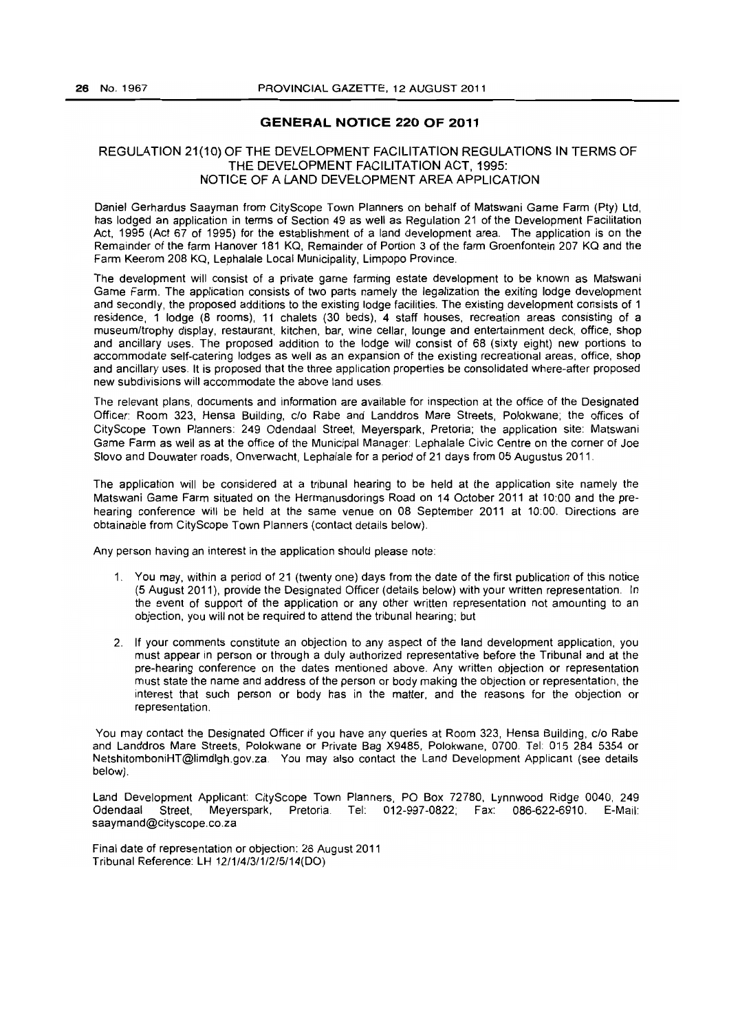## GENERAL NOTICE 220 OF 2011

### REGULATION 21(10) OF THE DEVELOPMENT FACILITATION REGULATIONS IN TERMS OF THE DEVELOPMENT FACILITATION ACT, 1995: NOTICE OF A LAND DEVELOPMENT AREA APPLICATION

Daniel Gerhardus Saayman from CityScope Town Planners on behalf of Matswani Game Farm (Pty) Ltd, has lodged an application in terms of Section 49 as well as Regulation 21 of the Development Facilitation Act, 1995 (Act 67 of 1995) for the establishment of a land development area. The application is on the Remainder of the farm Hanover 181 KQ, Remainder of Portion 3 of the farm Groenfontein 207 KQ and the Farm Keerom 208 KQ, Lephalale Local Municipality, Limpopo Province.

The development will consist of a private game farming estate development to be known as Matswani Game Farm. The application consists of two parts namely the legalization the exiting lodge development and secondly, the proposed additions to the existing lodge facilities. The existing development consists of 1 residence, 1 lodge (8 rooms), 11 chalets (30 beds), 4 staff houses, recreation areas consisting of a museum/trophy display, restaurant, kitchen, bar, wine cellar, lounge and entertainment deck, office, shop and ancillary uses. The proposed addition to the lodge will consist of 68 (sixty eight) new portions to accommodate self-catering lodges as well as an expansion of the existing recreational areas, office, shop and ancillary uses. It is proposed that the three application properties be consolidated where-after proposed new subdivisions will accommodate the above land uses.

The relevant plans, documents and information are available for inspection at the office of the Designated Officer: Room 323, Hensa Building, c/o Rabe and Landdros Mare Streets, Polokwane; the offices of CityScope Town Planners: 249 Odendaal Street, Meyerspark, Pretoria; the application site: Matswani Game Farm as well as at the office of the Municipal Manager: Lephalale Civic Centre on the corner of Joe Slovo and Douwater roads, Onverwacht, Lephalale for a period of 21 days from 05 Augustus 2011.

The application will be considered at a tribunal hearing to be held at the application site namely the Matswani Game Farm situated on the Hermanusdorings Road on 14 October 2011 at 10:00 and the pre-hearing conference will be held at the same venue on 08 September 2011 at 10:00. Directions are obtainable from CityScope Town Planners (contact details below).

Any person having an interest in the application should please note:

1. You may, within a period of 21 (twenty one) days from the date of the first publication of this notice (5 August 2011), provide the Designated Officer (details below) with your written representation. In the event of support of the application or any other written representation not amounting to an objection, you will not be required to attend the tribunal hearing; but
2. If your comments constitute an objection to any aspect of the land development application, you must appear in person or through a duly authorized representative before the Tribunal and at the pre-hearing conference on the dates mentioned above. Any written objection or representation must state the name and address of the person or body making the objection or representation, the interest that such person or body has in the matter, and the reasons for the objection or representation.

You may contact the Designated Officer if you have any queries at Room 323, Hensa Building, c/o Rabe and Landdros Mare Streets, Polokwane or Private Bag X9485, Polokwane, 0700. Tel: 015 284 5354 or NetshitomboniHT@limdlgh.gov.za. You may also contact the Land Development Applicant (see details below).

Land Development Applicant: CityScope Town Planners, PO Box 72780, Lynnwood Ridge 0040, 249 Odendaal Street, Meyerspark, Pretoria. Tel: 012-997-0822; Fax: 086-622-6910. E-Mail: saaymand@cityscope.co.za

Final date of representation or objection: 26 August 2011
Tribunal Reference: LH 12/1/4/3/1/2/5/14(DO)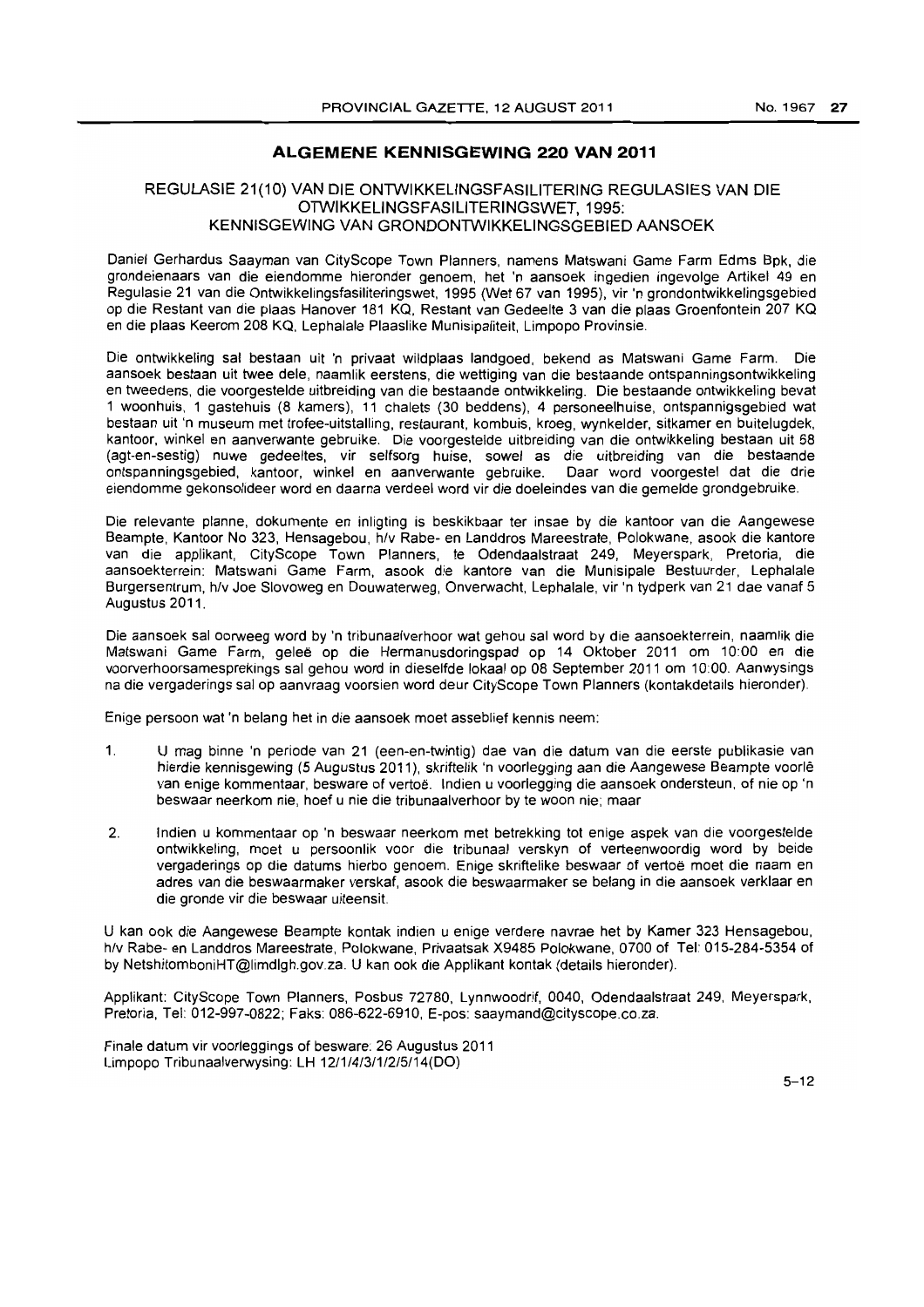## ALGEMENE KENNISGEWING 220 VAN 2011

### REGULASIE 21(10) VAN DIE ONTWIKKELINGSFASILITERING REGULASIES VAN DIE OTWIKKELINGSFASILITERINGSWET, 1995: KENNISGEWING VAN GRONDONTWIKKELINGSGEBIED AANSOEK

Daniel Gerhardus Saayman van CityScope Town Planners, namens Matswani Game Farm Edms Bpk, die grondeienaars van die eiendomme hieronder genoem, het 'n aansoek ingedien ingevolge Artikel 49 en Regulasie 21 van die Ontwikkelingsfasiliteringswet, 1995 (Wet 67 van 1995), vir 'n grondontwikkelingsgebied op die Restant van die plaas Hanover 181 KQ, Restant van Gedeelte 3 van die plaas Groenfontein 207 KQ en die plaas Keerom 208 KQ, Lephalale Plaaslike Munisipaliteit, Limpopo Provinsie.

Die ontwikkeling sal bestaan uit 'n privaat wildplaas landgoed, bekend as Matswani Game Farm. Die aansoek bestaan uit twee dele, naamlik eerstens, die wettiging van die bestaande ontspanningsontwikkeling en tweedens, die voorgestelde uitbreiding van die bestaande ontwikkeling. Die bestaande ontwikkeling bevat 1 woonhuis, 1 gastehuis (8 kamers), 11 chalets (30 beddens), 4 personeelhuise, ontspannigsgebied wat bestaan uit 'n museum met trofee-uitstalling, restaurant, kombuis, kroeg, wynkelder, sitkamer en buitelugdek, kantoor, winkel en aanverwante gebruike. Die voorgestelde uitbreiding van die ontwikkeling bestaan uit 68 (agt-en-sestig) nuwe gedeeltes, vir selfsorg huise, sowel as die uitbreiding van die bestaande ontspanningsgebied, kantoor, winkel en aanverwante gebruike. Daar word voorgestel dat die drie eiendomme gekonsolideer word en daarna verdeel word vir die doeleindes van die gemelde grondgebruike.

Die relevante planne, dokumente en inligting is beskikbaar ter insae by die kantoor van die Aangewese Beampte, Kantoor No 323, Hensagebou, h/v Rabe- en Landdros Mareestrate, Polokwane, asook die kantore van die applikant, CityScope Town Planners, te Odendaalstraat 249, Meyerspark, Pretoria, die aansoekterrein: Matswani Game Farm, asook die kantore van die Munisipale Bestuurder, Lephalale Burgersentrum, h/v Joe Slovoweg en Douwaterweg, Onverwacht, Lephalale, vir 'n tydperk van 21 dae vanaf 5 Augustus 2011.

Die aansoek sal oorweeg word by 'n tribunaalverhoor wat gehou sal word by die aansoekterrein, naamlik die Matswani Game Farm, geleë op die Hermanusdoringspad op 14 Oktober 2011 om 10:00 en die voorverhoorsamesprekings sal gehou word in dieselfde lokaal op 08 September 2011 om 10:00. Aanwysings na die vergaderings sal op aanvraag voorsien word deur CityScope Town Planners (kontakdetails hieronder).

Enige persoon wat 'n belang het in die aansoek moet asseblief kennis neem:

1. U mag binne 'n periode van 21 (een-en-twintig) dae van die datum van die eerste publikasie van hierdie kennisgewing (5 Augustus 2011), skriftelik 'n voorlegging aan die Aangewese Beampte voorlê van enige kommentaar, besware of vertoë. Indien u voorlegging die aansoek ondersteun, of nie op 'n beswaar neerkom nie, hoef u nie die tribunaalverhoor by te woon nie; maar

2. Indien u kommentaar op 'n beswaar neerkom met betrekking tot enige aspek van die voorgestelde ontwikkeling, moet u persoonlik voor die tribunaal verskyn of verteenwoordig word by beide vergaderings op die datums hierbo genoem. Enige skriftelike beswaar of vertoë moet die naam en adres van die beswaarmaker verskaf, asook die beswaarmaker se belang in die aansoek verklaar en die gronde vir die beswaar uiteensit.

U kan ook die Aangewese Beampte kontak indien u enige verdere navrae het by Kamer 323 Hensagebou, h/v Rabe- en Landdros Mareestrate, Polokwane, Privaatsak X9485 Polokwane, 0700 of Tel: 015-284-5354 of by NetshitomboniHT@limdlgh.gov.za. U kan ook die Applikant kontak (details hieronder).

Applikant: CityScope Town Planners, Posbus 72780, Lynnwoodrif, 0040, Odendaalstraat 249, Meyerspark, Pretoria, Tel: 012-997-0822; Faks: 086-622-6910, E-pos: saaymand@cityscope.co.za.

Finale datum vir voorleggings of besware: 26 Augustus 2011
Limpopo Tribunaalverwysing: LH 12/1/4/3/1/2/5/14(DO)

5–12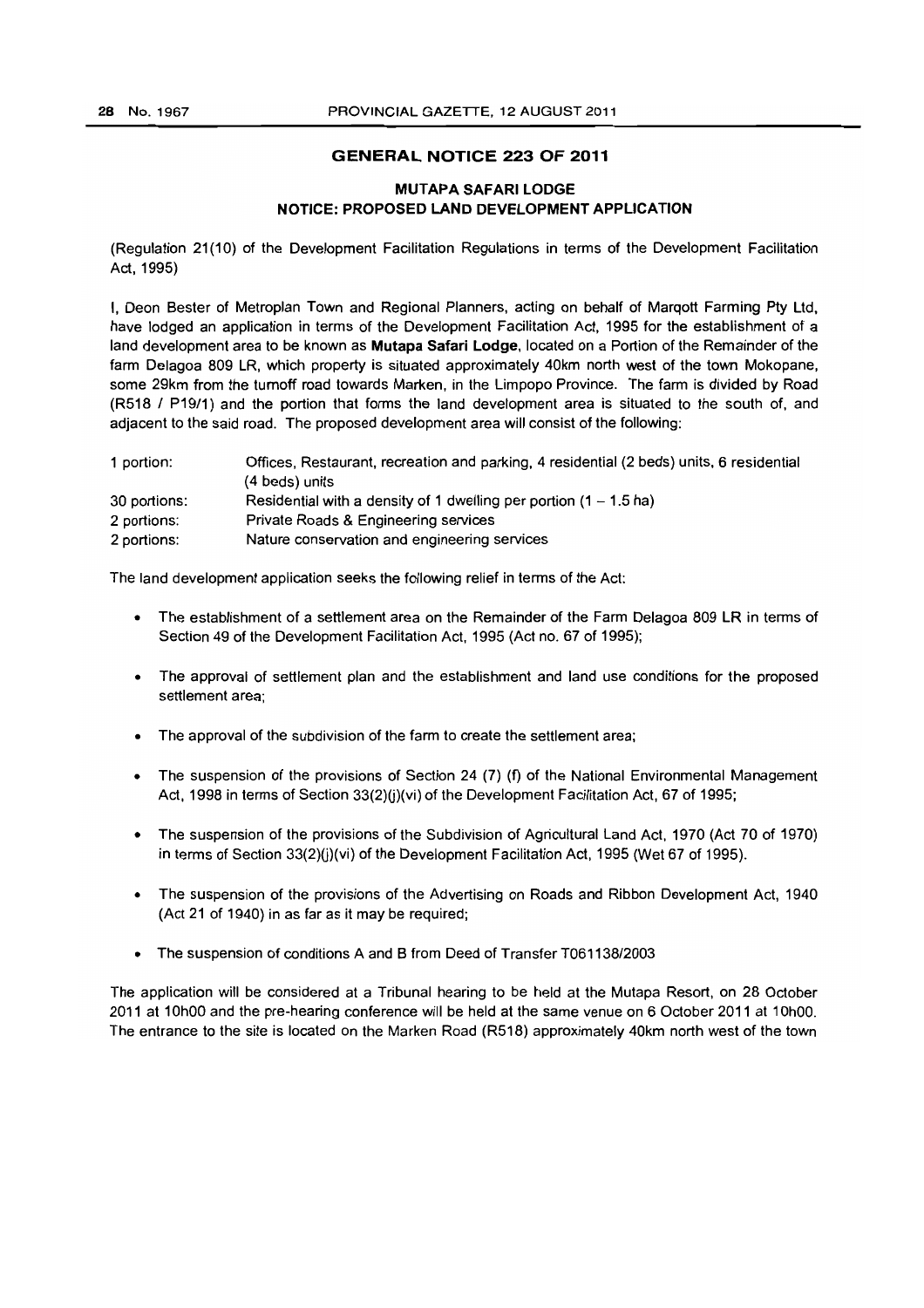## GENERAL NOTICE 223 OF 2011

### MUTAPA SAFARI LODGE
### NOTICE: PROPOSED LAND DEVELOPMENT APPLICATION

(Regulation 21(10) of the Development Facilitation Regulations in terms of the Development Facilitation Act, 1995)

I, Deon Bester of Metroplan Town and Regional Planners, acting on behalf of Marqott Farming Pty Ltd, have lodged an application in terms of the Development Facilitation Act, 1995 for the establishment of a land development area to be known as **Mutapa Safari Lodge**, located on a Portion of the Remainder of the farm Delagoa 809 LR, which property is situated approximately 40km north west of the town Mokopane, some 29km from the turnoff road towards Marken, in the Limpopo Province. The farm is divided by Road (R518 / P19/1) and the portion that forms the land development area is situated to the south of, and adjacent to the said road. The proposed development area will consist of the following:

| | |
|---|---|
| 1 portion: | Offices, Restaurant, recreation and parking, 4 residential (2 beds) units, 6 residential (4 beds) units |
| 30 portions: | Residential with a density of 1 dwelling per portion (1 – 1.5 ha) |
| 2 portions: | Private Roads & Engineering services |
| 2 portions: | Nature conservation and engineering services |

The land development application seeks the following relief in terms of the Act:

- The establishment of a settlement area on the Remainder of the Farm Delagoa 809 LR in terms of Section 49 of the Development Facilitation Act, 1995 (Act no. 67 of 1995);
- The approval of settlement plan and the establishment and land use conditions for the proposed settlement area;
- The approval of the subdivision of the farm to create the settlement area;
- The suspension of the provisions of Section 24 (7) (f) of the National Environmental Management Act, 1998 in terms of Section 33(2)(j)(vi) of the Development Facilitation Act, 67 of 1995;
- The suspension of the provisions of the Subdivision of Agricultural Land Act, 1970 (Act 70 of 1970) in terms of Section 33(2)(j)(vi) of the Development Facilitation Act, 1995 (Wet 67 of 1995).
- The suspension of the provisions of the Advertising on Roads and Ribbon Development Act, 1940 (Act 21 of 1940) in as far as it may be required;
- The suspension of conditions A and B from Deed of Transfer T061138/2003

The application will be considered at a Tribunal hearing to be held at the Mutapa Resort, on 28 October 2011 at 10h00 and the pre-hearing conference will be held at the same venue on 6 October 2011 at 10h00. The entrance to the site is located on the Marken Road (R518) approximately 40km north west of the town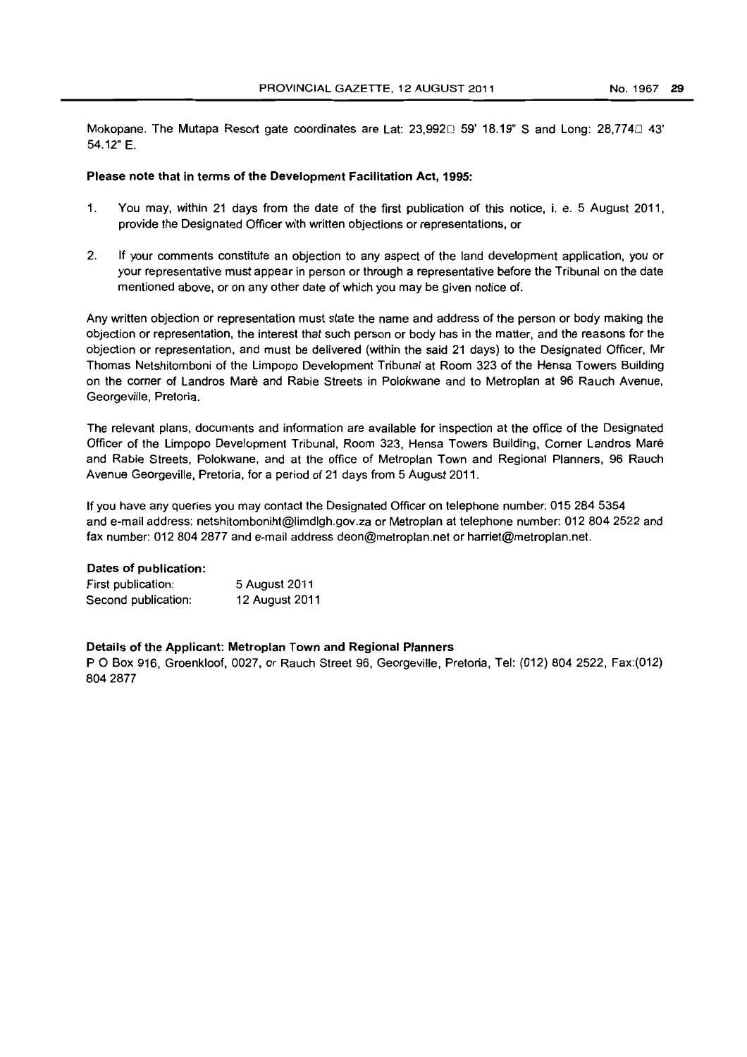Mokopane. The Mutapa Resort gate coordinates are Lat: 23,992□ 59' 18.19" S and Long: 28,774□ 43' 54.12" E.

**Please note that in terms of the Development Facilitation Act, 1995:**

1. You may, within 21 days from the date of the first publication of this notice, i. e. 5 August 2011, provide the Designated Officer with written objections or representations, or

2. If your comments constitute an objection to any aspect of the land development application, you or your representative must appear in person or through a representative before the Tribunal on the date mentioned above, or on any other date of which you may be given notice of.

Any written objection or representation must state the name and address of the person or body making the objection or representation, the interest that such person or body has in the matter, and the reasons for the objection or representation, and must be delivered (within the said 21 days) to the Designated Officer, Mr Thomas Netshitomboni of the Limpopo Development Tribunal at Room 323 of the Hensa Towers Building on the corner of Landros Marè and Rabie Streets in Polokwane and to Metroplan at 96 Rauch Avenue, Georgeville, Pretoria.

The relevant plans, documents and information are available for inspection at the office of the Designated Officer of the Limpopo Development Tribunal, Room 323, Hensa Towers Building, Corner Landros Marè and Rabie Streets, Polokwane, and at the office of Metroplan Town and Regional Planners, 96 Rauch Avenue Georgeville, Pretoria, for a period of 21 days from 5 August 2011.

If you have any queries you may contact the Designated Officer on telephone number: 015 284 5354 and e-mail address: netshitomboniht@limdlgh.gov.za or Metroplan at telephone number: 012 804 2522 and fax number: 012 804 2877 and e-mail address deon@metroplan.net or harriet@metroplan.net.

**Dates of publication:**

| | |
|---|---|
| First publication: | 5 August 2011 |
| Second publication: | 12 August 2011 |

**Details of the Applicant: Metroplan Town and Regional Planners**

P O Box 916, Groenkloof, 0027, or Rauch Street 96, Georgeville, Pretoria, Tel: (012) 804 2522, Fax:(012) 804 2877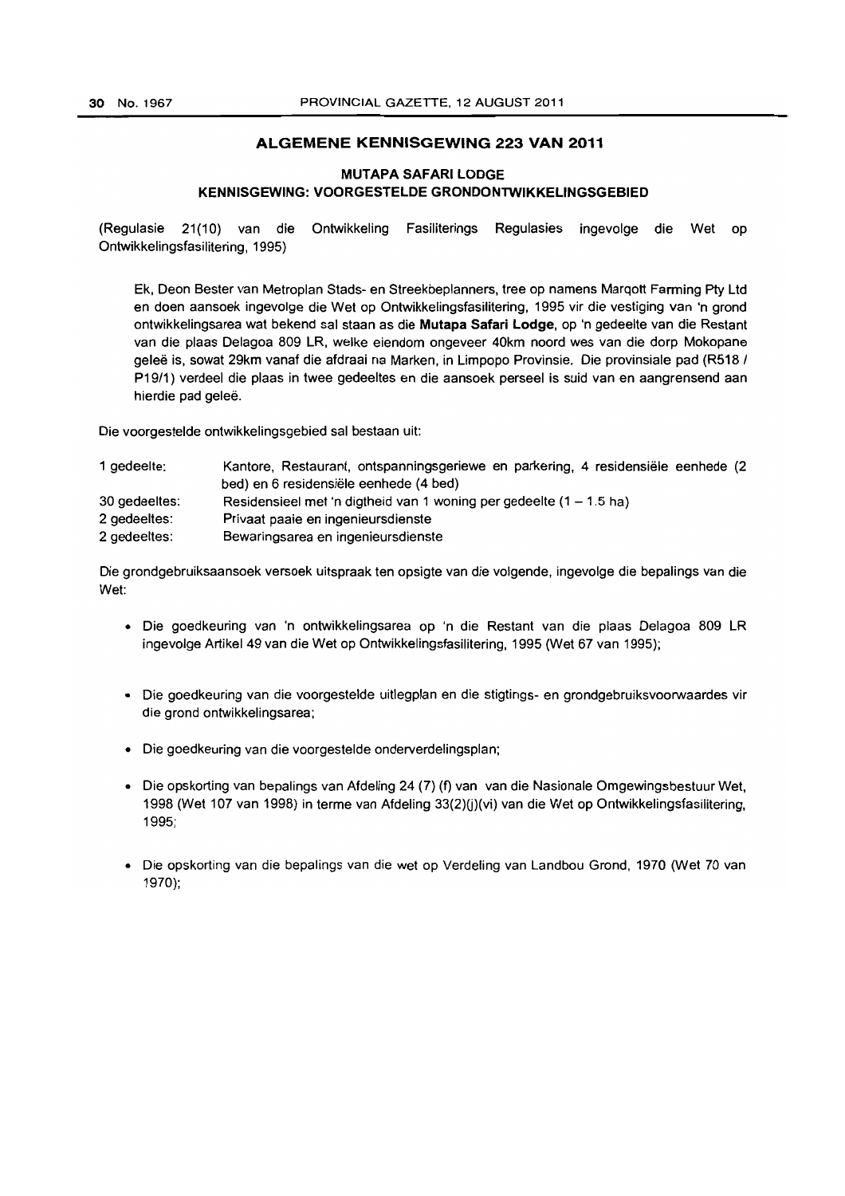## ALGEMENE KENNISGEWING 223 VAN 2011

### MUTAPA SAFARI LODGE
### KENNISGEWING: VOORGESTELDE GRONDONTWIKKELINGSGEBIED

(Regulasie 21(10) van die Ontwikkeling Fasiliterings Regulasies ingevolge die Wet op Ontwikkelingsfasilitering, 1995)

Ek, Deon Bester van Metroplan Stads- en Streekbeplanners, tree op namens Marqott Farming Pty Ltd en doen aansoek ingevolge die Wet op Ontwikkelingsfasilitering, 1995 vir die vestiging van 'n grond ontwikkelingsarea wat bekend sal staan as die **Mutapa Safari Lodge**, op 'n gedeelte van die Restant van die plaas Delagoa 809 LR, welke eiendom ongeveer 40km noord wes van die dorp Mokopane geleë is, sowat 29km vanaf die afdraai na Marken, in Limpopo Provinsie. Die provinsiale pad (R518 / P19/1) verdeel die plaas in twee gedeeltes en die aansoek perseel is suid van en aangrensend aan hierdie pad geleë.

Die voorgestelde ontwikkelingsgebied sal bestaan uit:

| | |
|---|---|
| 1 gedeelte: | Kantore, Restaurant, ontspanningsgeriewe en parkering, 4 residensiële eenhede (2 bed) en 6 residensiële eenhede (4 bed) |
| 30 gedeeltes: | Residensieel met 'n digtheid van 1 woning per gedeelte (1 – 1.5 ha) |
| 2 gedeeltes: | Privaat paaie en ingenieursdienste |
| 2 gedeeltes: | Bewaringsarea en ingenieursdienste |

Die grondgebruiksaansoek versoek uitspraak ten opsigte van die volgende, ingevolge die bepalings van die Wet:

- Die goedkeuring van 'n ontwikkelingsarea op 'n die Restant van die plaas Delagoa 809 LR ingevolge Artikel 49 van die Wet op Ontwikkelingsfasilitering, 1995 (Wet 67 van 1995);
- Die goedkeuring van die voorgestelde uitlegplan en die stigtings- en grondgebruiksvoorwaardes vir die grond ontwikkelingsarea;
- Die goedkeuring van die voorgestelde onderverdelingsplan;
- Die opskorting van bepalings van Afdeling 24 (7) (f) van van die Nasionale Omgewingsbestuur Wet, 1998 (Wet 107 van 1998) in terme van Afdeling 33(2)(j)(vi) van die Wet op Ontwikkelingsfasilitering, 1995;
- Die opskorting van die bepalings van die wet op Verdeling van Landbou Grond, 1970 (Wet 70 van 1970);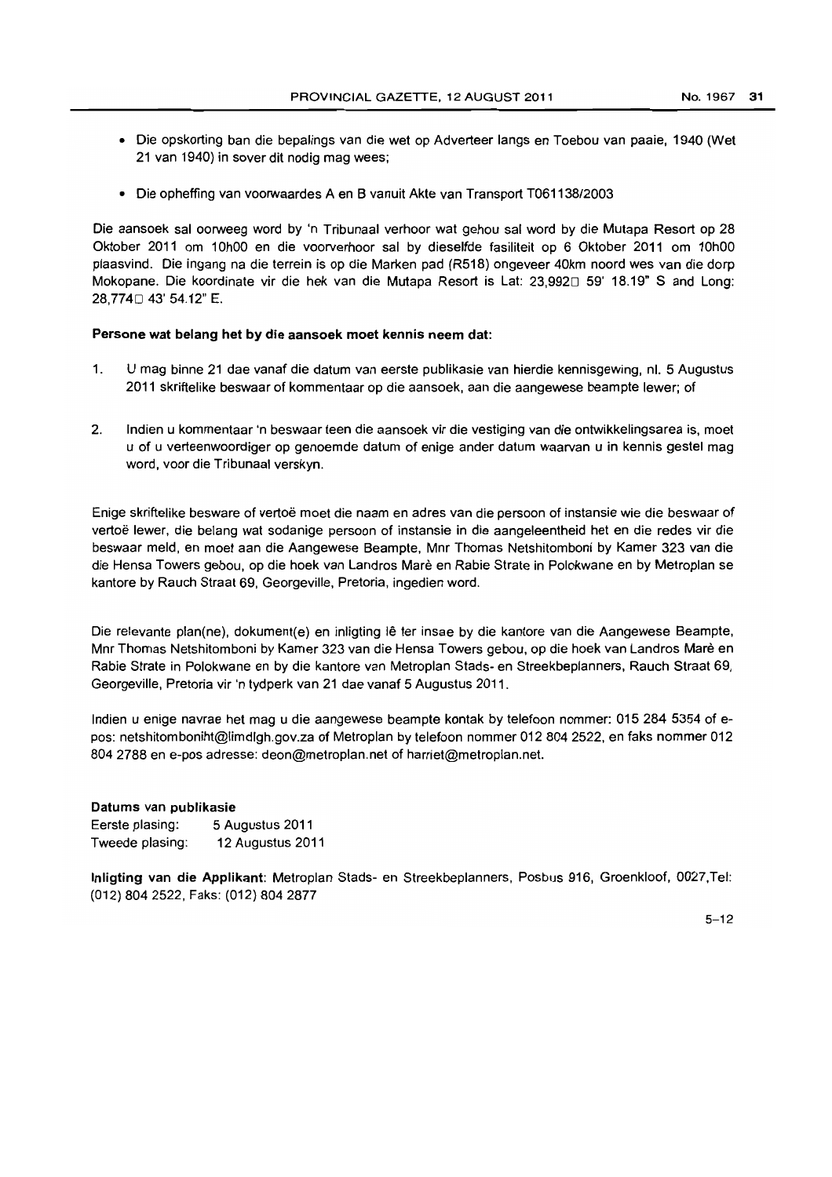- Die opskorting ban die bepalings van die wet op Adverteer langs en Toebou van paaie, 1940 (Wet 21 van 1940) in sover dit nodig mag wees;

- Die opheffing van voorwaardes A en B vanuit Akte van Transport T061138/2003

Die aansoek sal oorweeg word by 'n Tribunaal verhoor wat gehou sal word by die Mutapa Resort op 28 Oktober 2011 om 10h00 en die voorverhoor sal by dieselfde fasiliteit op 6 Oktober 2011 om 10h00 plaasvind. Die ingang na die terrein is op die Marken pad (R518) ongeveer 40km noord wes van die dorp Mokopane. Die koordinate vir die hek van die Mutapa Resort is Lat: 23,992□ 59' 18.19" S and Long: 28,774□ 43' 54.12" E.

**Persone wat belang het by die aansoek moet kennis neem dat:**

1. U mag binne 21 dae vanaf die datum van eerste publikasie van hierdie kennisgewing, nl. 5 Augustus 2011 skriftelike beswaar of kommentaar op die aansoek, aan die aangewese beampte lewer; of

2. Indien u kommentaar 'n beswaar teen die aansoek vir die vestiging van die ontwikkelingsarea is, moet u of u verteenwoordiger op genoemde datum of enige ander datum waarvan u in kennis gestel mag word, voor die Tribunaal verskyn.

Enige skriftelike besware of vertoë moet die naam en adres van die persoon of instansie wie die beswaar of vertoë lewer, die belang wat sodanige persoon of instansie in die aangeleentheid het en die redes vir die beswaar meld, en moet aan die Aangewese Beampte, Mnr Thomas Netshitomboni by Kamer 323 van die die Hensa Towers gebou, op die hoek van Landros Marè en Rabie Strate in Polokwane en by Metroplan se kantore by Rauch Straat 69, Georgeville, Pretoria, ingedien word.

Die relevante plan(ne), dokument(e) en inligting lê ter insae by die kantore van die Aangewese Beampte, Mnr Thomas Netshitomboni by Kamer 323 van die Hensa Towers gebou, op die hoek van Landros Marè en Rabie Strate in Polokwane en by die kantore van Metroplan Stads- en Streekbeplanners, Rauch Straat 69, Georgeville, Pretoria vir 'n tydperk van 21 dae vanaf 5 Augustus 2011.

Indien u enige navrae het mag u die aangewese beampte kontak by telefoon nommer: 015 284 5354 of e-pos: netshitomboniht@limdlgh.gov.za of Metroplan by telefoon nommer 012 804 2522, en faks nommer 012 804 2788 en e-pos adresse: deon@metroplan.net of harriet@metroplan.net.

**Datums van publikasie**
Eerste plasing: 5 Augustus 2011
Tweede plasing: 12 Augustus 2011

**Inligting van die Applikant**: Metroplan Stads- en Streekbeplanners, Posbus 916, Groenkloof, 0027,Tel: (012) 804 2522, Faks: (012) 804 2877

5–12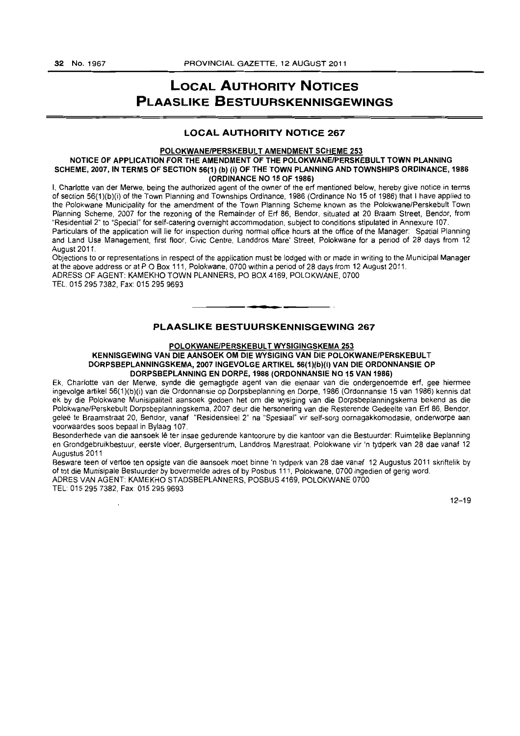# LOCAL AUTHORITY NOTICES
# PLAASLIKE BESTUURSKENNISGEWINGS

## LOCAL AUTHORITY NOTICE 267

**POLOKWANE/PERSKEBULT AMENDMENT SCHEME 253**

**NOTICE OF APPLICATION FOR THE AMENDMENT OF THE POLOKWANE/PERSKEBULT TOWN PLANNING SCHEME, 2007, IN TERMS OF SECTION 56(1) (b) (i) OF THE TOWN PLANNING AND TOWNSHIPS ORDINANCE, 1986 (ORDINANCE NO 15 OF 1986)**

I, Charlotte van der Merwe, being the authorized agent of the owner of the erf mentioned below, hereby give notice in terms of section 56(1)(b)(i) of the Town Planning and Townships Ordinance, 1986 (Ordinance No 15 of 1986) that I have applied to the Polokwane Municipality for the amendment of the Town Planning Scheme known as the Polokwane/Perskebult Town Planning Scheme, 2007 for the rezoning of the Remainder of Erf 86, Bendor, situated at 20 Braam Street, Bendor, from "Residential 2" to "Special" for self-catering overnight accommodation, subject to conditions stipulated in Annexure 107.

Particulars of the application will lie for inspection during normal office hours at the office of the Manager: Spatial Planning and Land Use Management, first floor, Civic Centre, Landdros Mare' Street, Polokwane for a period of 28 days from 12 August 2011.

Objections to or representations in respect of the application must be lodged with or made in writing to the Municipal Manager at the above address or at P O Box 111, Polokwane, 0700 within a period of 28 days from 12 August 2011.

ADRESS OF AGENT: KAMEKHO TOWN PLANNERS, PO BOX 4169, POLOKWANE, 0700

TEL. 015 295 7382, Fax: 015 295 9693

---

## PLAASLIKE BESTUURSKENNISGEWING 267

**POLOKWANE/PERSKEBULT WYSIGINGSKEMA 253**

**KENNISGEWING VAN DIE AANSOEK OM DIE WYSIGING VAN DIE POLOKWANE/PERSKEBULT DORPSBEPLANNINGSKEMA, 2007 INGEVOLGE ARTIKEL 56(1)(b)(i) VAN DIE ORDONNANSIE OP DORPSBEPLANNING EN DORPE, 1986 (ORDONNANSIE NO 15 VAN 1986)**

Ek, Charlotte van der Merwe, synde die gemagtigde agent van die eienaar van die ondergenoemde erf, gee hiermee ingevolge artikel 56(1)(b)(i) van die Ordonnansie op Dorpsbeplanning en Dorpe, 1986 (Ordonnansie 15 van 1986) kennis dat ek by die Polokwane Munisipaliteit aansoek gedoen het om die wysiging van die Dorpsbeplanningskema bekend as die Polokwane/Perskebult Dorpsbeplanningskema, 2007 deur die hersonering van die Resterende Gedeelte van Erf 86, Bendor, geleë te Braamstraat 20, Bendor, vanaf "Residensieel 2" na "Spesiaal" vir self-sorg oornagakkomodasie, onderworpe aan voorwaardes soos bepaal in Bylaag 107.

Besonderhede van die aansoek lê ter insae gedurende kantoorure by die kantoor van die Bestuurder: Ruimtelike Beplanning en Grondgebruikbestuur, eerste vloer, Burgersentrum, Landdros Marestraat, Polokwane vir 'n tydperk van 28 dae vanaf 12 Augustus 2011

Besware teen of vertoë ten opsigte van die aansoek moet binne 'n tydperk van 28 dae vanaf 12 Augustus 2011 skriftelik by of tot die Munisipale Bestuurder by bovermelde adres of by Posbus 111, Polokwane, 0700 ingedien of gerig word.

ADRES VAN AGENT: KAMEKHO STADSBEPLANNERS, POSBUS 4169, POLOKWANE 0700

TEL: 015 295 7382, Fax: 015 295 9693

12–19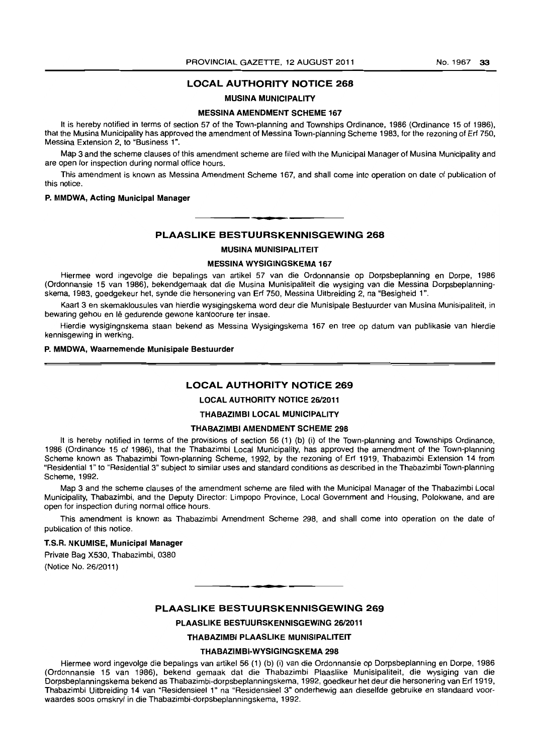## LOCAL AUTHORITY NOTICE 268

### MUSINA MUNICIPALITY

### MESSINA AMENDMENT SCHEME 167

It is hereby notified in terms of section 57 of the Town-planning and Townships Ordinance, 1986 (Ordinance 15 of 1986), that the Musina Municipality has approved the amendment of Messina Town-planning Scheme 1983, for the rezoning of Erf 750, Messina Extension 2, to "Business 1".

Map 3 and the scheme clauses of this amendment scheme are filed with the Municipal Manager of Musina Municipality and are open for inspection during normal office hours.

This amendment is known as Messina Amendment Scheme 167, and shall come into operation on date of publication of this notice.

**P. MMDWA, Acting Municipal Manager**

---

## PLAASLIKE BESTUURSKENNISGEWING 268

### MUSINA MUNISIPALITEIT

### MESSINA WYSIGINGSKEMA 167

Hiermee word ingevolge die bepalings van artikel 57 van die Ordonnansie op Dorpsbeplanning en Dorpe, 1986 (Ordonnansie 15 van 1986), bekendgemaak dat die Musina Munisipaliteit die wysiging van die Messina Dorpsbeplanningskema, 1983, goedgekeur het, synde die hersonering van Erf 750, Messina Uitbreiding 2, na "Besigheid 1".

Kaart 3 en skemaklousules van hierdie wysigingskema word deur die Munisipale Bestuurder van Musina Munisipaliteit, in bewaring gehou en lê gedurende gewone kantoorure ter insae.

Hierdie wysigingnskema staan bekend as Messina Wysigingskema 167 en tree op datum van publikasie van hierdie kennisgewing in werking.

**P. MMDWA, Waarnemende Munisipale Bestuurder**

---

## LOCAL AUTHORITY NOTICE 269

### LOCAL AUTHORITY NOTICE 26/2011

### THABAZIMBI LOCAL MUNICIPALITY

### THABAZIMBI AMENDMENT SCHEME 298

It is hereby notified in terms of the provisions of section 56 (1) (b) (i) of the Town-planning and Townships Ordinance, 1986 (Ordinance 15 of 1986), that the Thabazimbi Local Municipality, has approved the amendment of the Town-planning Scheme known as Thabazimbi Town-planning Scheme, 1992, by the rezoning of Erf 1919, Thabazimbi Extension 14 from "Residential 1" to "Residential 3" subject to similar uses and standard conditions as described in the Thabazimbi Town-planning Scheme, 1992.

Map 3 and the scheme clauses of the amendment scheme are filed with the Municipal Manager of the Thabazimbi Local Municipality, Thabazimbi, and the Deputy Director: Limpopo Province, Local Government and Housing, Polokwane, and are open for inspection during normal office hours.

This amendment is known as Thabazimbi Amendment Scheme 298, and shall come into operation on the date of publication of this notice.

**T.S.R. NKUMISE, Municipal Manager**

Private Bag X530, Thabazimbi, 0380

(Notice No. 26/2011)

---

## PLAASLIKE BESTUURSKENNISGEWING 269

### PLAASLIKE BESTUURSKENNISGEWING 26/2011

### THABAZIMBI PLAASLIKE MUNISIPALITEIT

### THABAZIMBI-WYSIGINGSKEMA 298

Hiermee word ingevolge die bepalings van artikel 56 (1) (b) (i) van die Ordonnansie op Dorpsbeplanning en Dorpe, 1986 (Ordonnansie 15 van 1986), bekend gemaak dat die Thabazimbi Plaaslike Munisipaliteit, die wysiging van die Dorpsbeplanningskema bekend as Thabazimbi-dorpsbeplanningskema, 1992, goedkeur het deur die hersonering van Erf 1919, Thabazimbi Uitbreiding 14 van "Residensieel 1" na "Residensieel 3" onderhewig aan dieselfde gebruike en standaard voorwaardes soos omskryf in die Thabazimbi-dorpsbeplanningskema, 1992.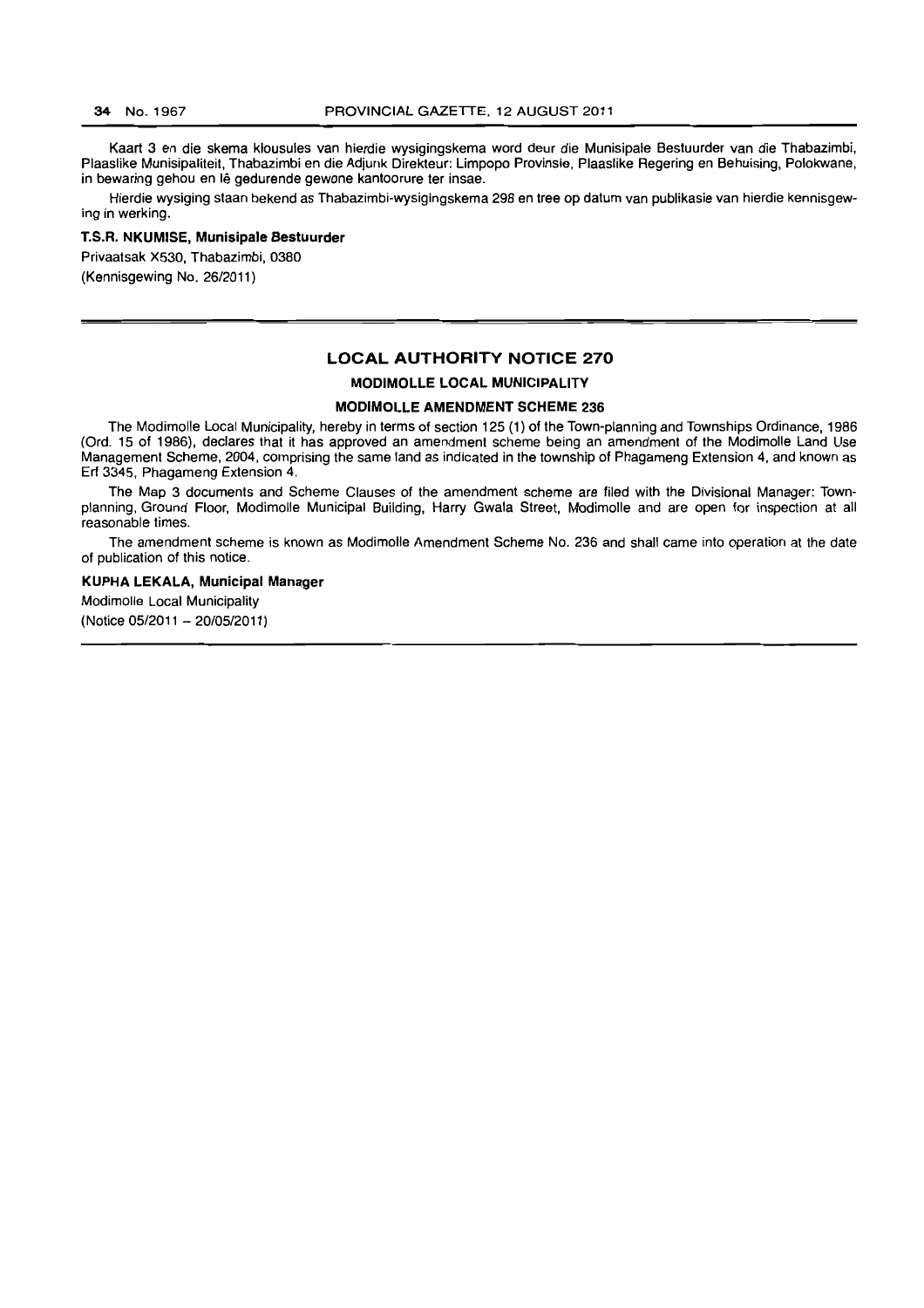Kaart 3 en die skema klousules van hierdie wysigingskema word deur die Munisipale Bestuurder van die Thabazimbi, Plaaslike Munisipaliteit, Thabazimbi en die Adjunk Direkteur: Limpopo Provinsie, Plaaslike Regering en Behuising, Polokwane, in bewaring gehou en lê gedurende gewone kantoorure ter insae.

Hierdie wysiging staan bekend as Thabazimbi-wysigingskema 298 en tree op datum van publikasie van hierdie kennisgewing in werking.

**T.S.R. NKUMISE, Munisipale Bestuurder**

Privaatsak X530, Thabazimbi, 0380

(Kennisgewing No. 26/2011)

## LOCAL AUTHORITY NOTICE 270

### MODIMOLLE LOCAL MUNICIPALITY

### MODIMOLLE AMENDMENT SCHEME 236

The Modimolle Local Municipality, hereby in terms of section 125 (1) of the Town-planning and Townships Ordinance, 1986 (Ord. 15 of 1986), declares that it has approved an amendment scheme being an amendment of the Modimolle Land Use Management Scheme, 2004, comprising the same land as indicated in the township of Phagameng Extension 4, and known as Erf 3345, Phagameng Extension 4.

The Map 3 documents and Scheme Clauses of the amendment scheme are filed with the Divisional Manager: Town-planning, Ground Floor, Modimolle Municipal Building, Harry Gwala Street, Modimolle and are open for inspection at all reasonable times.

The amendment scheme is known as Modimolle Amendment Scheme No. 236 and shall came into operation at the date of publication of this notice.

**KUPHA LEKALA, Municipal Manager**

Modimolle Local Municipality

(Notice 05/2011 – 20/05/2011)